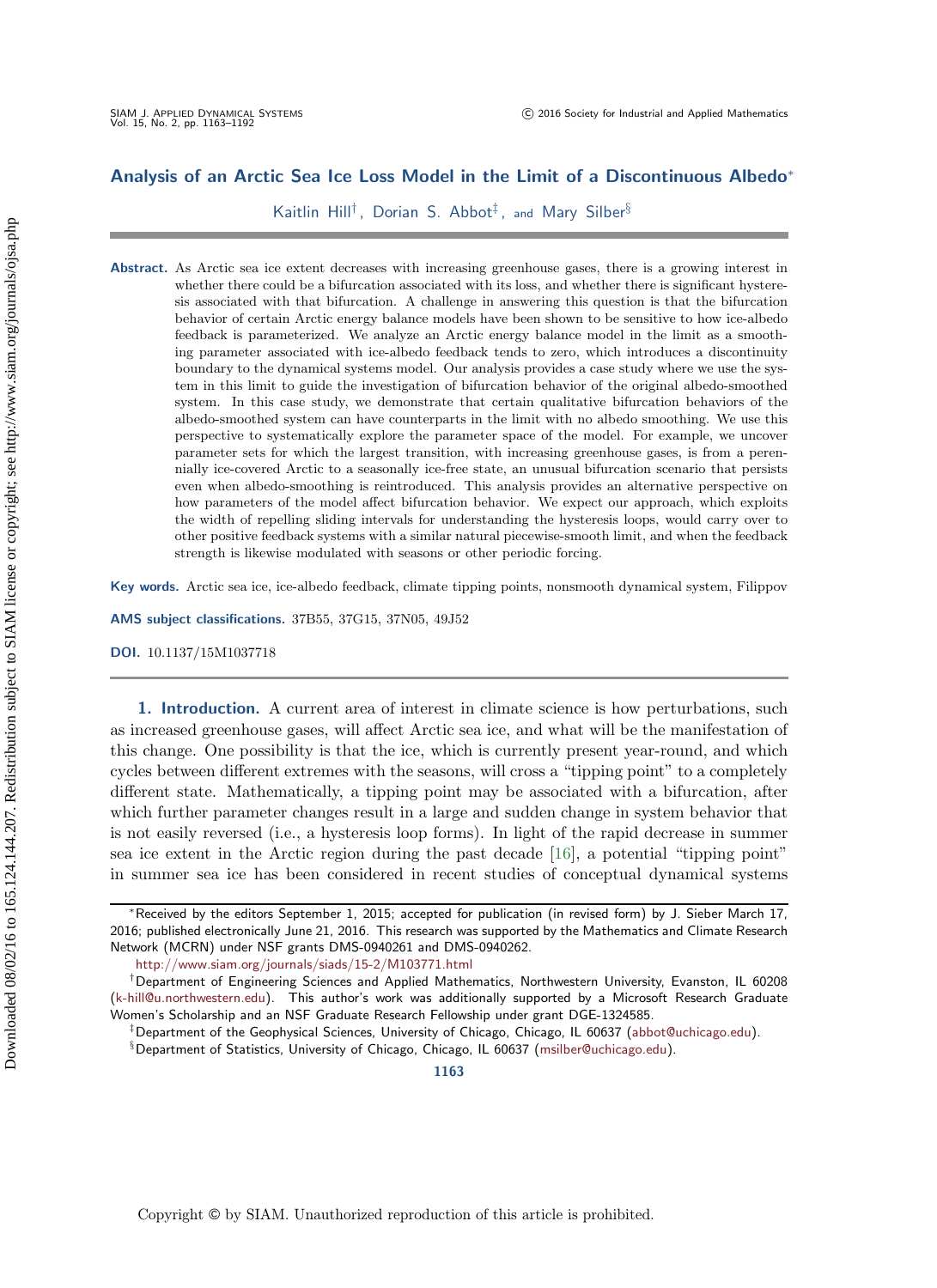# Analysis of an Arctic Sea Ice Loss Model in the Limit of a Discontinuous Albedo*

Kaitlin Hill[†], Dorian S. Abbot[‡], and Mary Silber[§]

**Abstract.** As Arctic sea ice extent decreases with increasing greenhouse gases, there is a growing interest in whether there could be a bifurcation associated with its loss, and whether there is significant hysteresis associated with that bifurcation. A challenge in answering this question is that the bifurcation behavior of certain Arctic energy balance models have been shown to be sensitive to how ice-albedo feedback is parameterized. We analyze an Arctic energy balance model in the limit as a smoothing parameter associated with ice-albedo feedback tends to zero, which introduces a discontinuity boundary to the dynamical systems model. Our analysis provides a case study where we use the system in this limit to guide the investigation of bifurcation behavior of the original albedo-smoothed system. In this case study, we demonstrate that certain qualitative bifurcation behaviors of the albedo-smoothed system can have counterparts in the limit with no albedo smoothing. We use this perspective to systematically explore the parameter space of the model. For example, we uncover parameter sets for which the largest transition, with increasing greenhouse gases, is from a perennially ice-covered Arctic to a seasonally ice-free state, an unusual bifurcation scenario that persists even when albedo-smoothing is reintroduced. This analysis provides an alternative perspective on how parameters of the model affect bifurcation behavior. We expect our approach, which exploits the width of repelling sliding intervals for understanding the hysteresis loops, would carry over to other positive feedback systems with a similar natural piecewise-smooth limit, and when the feedback strength is likewise modulated with seasons or other periodic forcing.

**Key words.** Arctic sea ice, ice-albedo feedback, climate tipping points, nonsmooth dynamical system, Filippov

**AMS subject classifications.** 37B55, 37G15, 37N05, 49J52

**DOI.** 10.1137/15M1037718

## 1. Introduction.

A current area of interest in climate science is how perturbations, such as increased greenhouse gases, will affect Arctic sea ice, and what will be the manifestation of this change. One possibility is that the ice, which is currently present year-round, and which cycles between different extremes with the seasons, will cross a "tipping point" to a completely different state. Mathematically, a tipping point may be associated with a bifurcation, after which further parameter changes result in a large and sudden change in system behavior that is not easily reversed (i.e., a hysteresis loop forms). In light of the rapid decrease in summer sea ice extent in the Arctic region during the past decade [16], a potential "tipping point" in summer sea ice has been considered in recent studies of conceptual dynamical systems

---

*Received by the editors September 1, 2015; accepted for publication (in revised form) by J. Sieber March 17, 2016; published electronically June 21, 2016. This research was supported by the Mathematics and Climate Research Network (MCRN) under NSF grants DMS-0940261 and DMS-0940262.
http://www.siam.org/journals/siads/15-2/M103771.html

[†]Department of Engineering Sciences and Applied Mathematics, Northwestern University, Evanston, IL 60208 (k-hill@u.northwestern.edu). This author's work was additionally supported by a Microsoft Research Graduate Women's Scholarship and an NSF Graduate Research Fellowship under grant DGE-1324585.

[‡]Department of the Geophysical Sciences, University of Chicago, Chicago, IL 60637 (abbot@uchicago.edu).

[§]Department of Statistics, University of Chicago, Chicago, IL 60637 (msilber@uchicago.edu).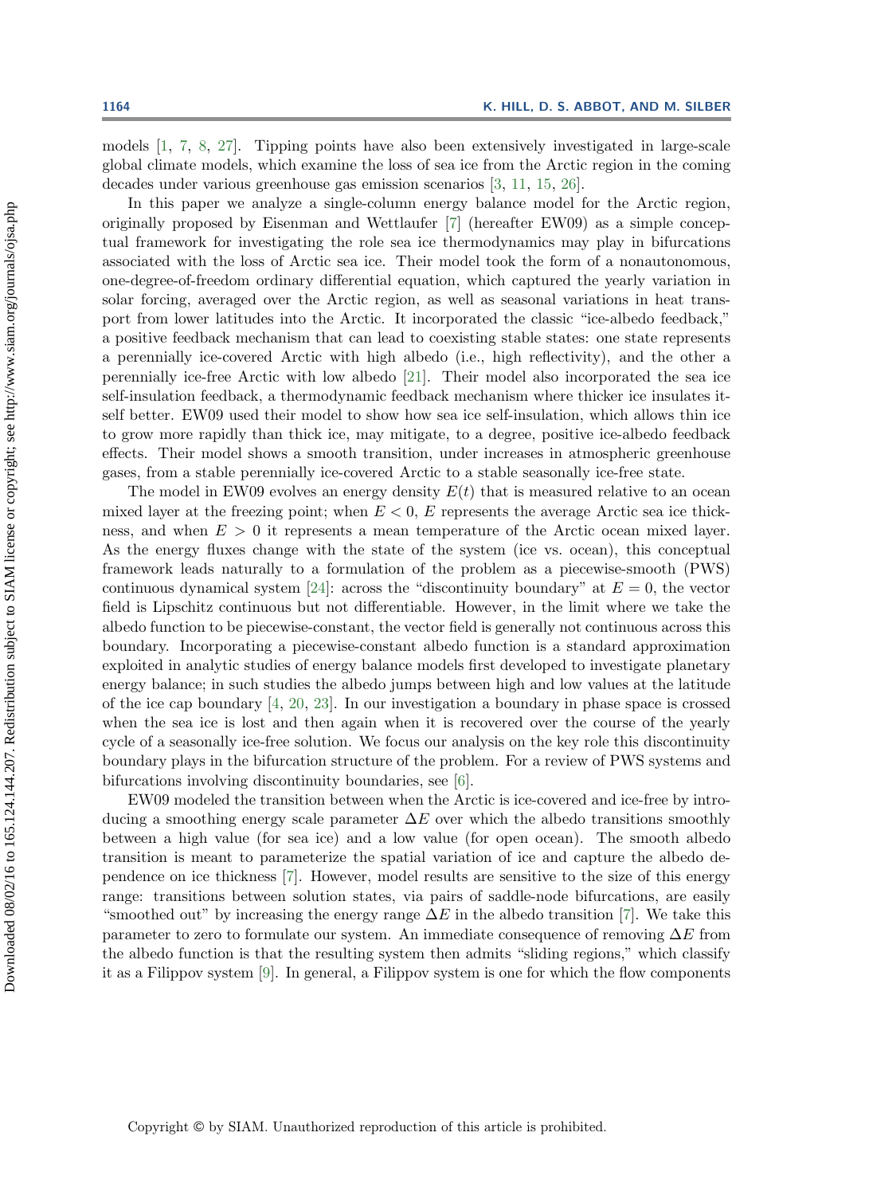models [1, 7, 8, 27]. Tipping points have also been extensively investigated in large-scale global climate models, which examine the loss of sea ice from the Arctic region in the coming decades under various greenhouse gas emission scenarios [3, 11, 15, 26].

In this paper we analyze a single-column energy balance model for the Arctic region, originally proposed by Eisenman and Wettlaufer [7] (hereafter EW09) as a simple conceptual framework for investigating the role sea ice thermodynamics may play in bifurcations associated with the loss of Arctic sea ice. Their model took the form of a nonautonomous, one-degree-of-freedom ordinary differential equation, which captured the yearly variation in solar forcing, averaged over the Arctic region, as well as seasonal variations in heat transport from lower latitudes into the Arctic. It incorporated the classic "ice-albedo feedback," a positive feedback mechanism that can lead to coexisting stable states: one state represents a perennially ice-covered Arctic with high albedo (i.e., high reflectivity), and the other a perennially ice-free Arctic with low albedo [21]. Their model also incorporated the sea ice self-insulation feedback, a thermodynamic feedback mechanism where thicker ice insulates itself better. EW09 used their model to show how sea ice self-insulation, which allows thin ice to grow more rapidly than thick ice, may mitigate, to a degree, positive ice-albedo feedback effects. Their model shows a smooth transition, under increases in atmospheric greenhouse gases, from a stable perennially ice-covered Arctic to a stable seasonally ice-free state.

The model in EW09 evolves an energy density $E(t)$ that is measured relative to an ocean mixed layer at the freezing point; when $E < 0$, $E$ represents the average Arctic sea ice thickness, and when $E > 0$ it represents a mean temperature of the Arctic ocean mixed layer. As the energy fluxes change with the state of the system (ice vs. ocean), this conceptual framework leads naturally to a formulation of the problem as a piecewise-smooth (PWS) continuous dynamical system [24]: across the "discontinuity boundary" at $E = 0$, the vector field is Lipschitz continuous but not differentiable. However, in the limit where we take the albedo function to be piecewise-constant, the vector field is generally not continuous across this boundary. Incorporating a piecewise-constant albedo function is a standard approximation exploited in analytic studies of energy balance models first developed to investigate planetary energy balance; in such studies the albedo jumps between high and low values at the latitude of the ice cap boundary [4, 20, 23]. In our investigation a boundary in phase space is crossed when the sea ice is lost and then again when it is recovered over the course of the yearly cycle of a seasonally ice-free solution. We focus our analysis on the key role this discontinuity boundary plays in the bifurcation structure of the problem. For a review of PWS systems and bifurcations involving discontinuity boundaries, see [6].

EW09 modeled the transition between when the Arctic is ice-covered and ice-free by introducing a smoothing energy scale parameter $\Delta E$ over which the albedo transitions smoothly between a high value (for sea ice) and a low value (for open ocean). The smooth albedo transition is meant to parameterize the spatial variation of ice and capture the albedo dependence on ice thickness [7]. However, model results are sensitive to the size of this energy range: transitions between solution states, via pairs of saddle-node bifurcations, are easily "smoothed out" by increasing the energy range $\Delta E$ in the albedo transition [7]. We take this parameter to zero to formulate our system. An immediate consequence of removing $\Delta E$ from the albedo function is that the resulting system then admits "sliding regions," which classify it as a Filippov system [9]. In general, a Filippov system is one for which the flow components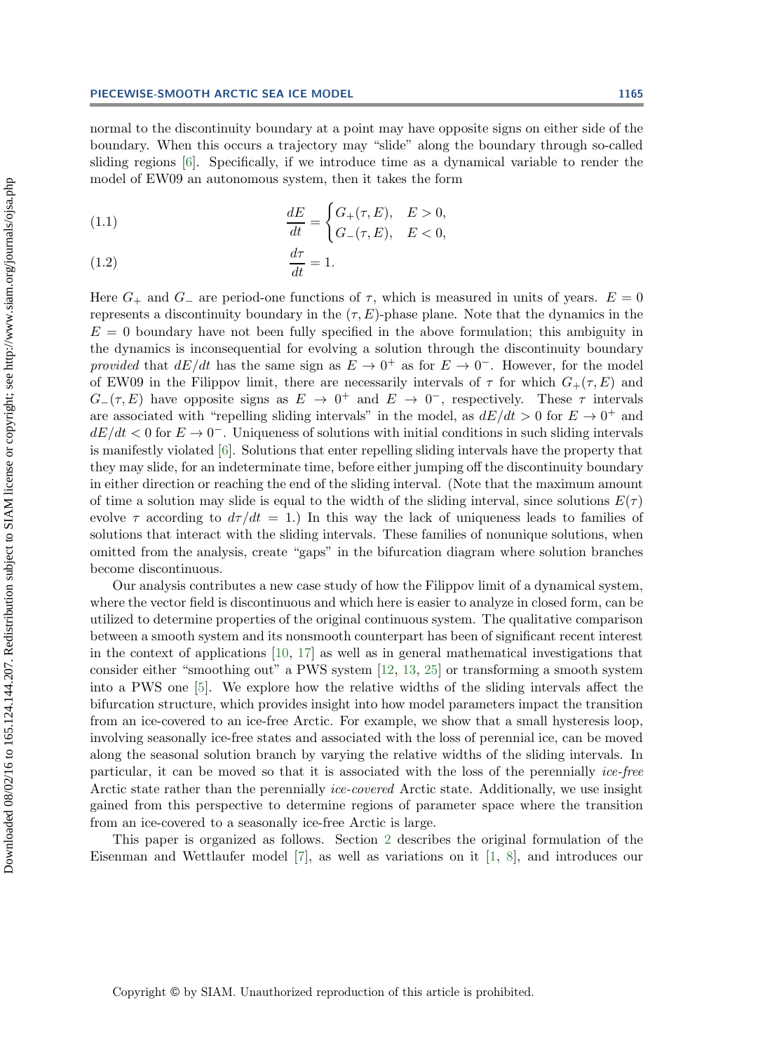normal to the discontinuity boundary at a point may have opposite signs on either side of the boundary. When this occurs a trajectory may "slide" along the boundary through so-called sliding regions [6]. Specifically, if we introduce time as a dynamical variable to render the model of EW09 an autonomous system, then it takes the form

$$\frac{dE}{dt} = \begin{cases} G_+(\tau, E), & E > 0, \\ G_-(\tau, E), & E < 0, \end{cases} \tag{1.1}$$

$$\frac{d\tau}{dt} = 1. \tag{1.2}$$

Here $G_+$ and $G_-$ are period-one functions of $\tau$, which is measured in units of years. $E = 0$ represents a discontinuity boundary in the $(\tau, E)$-phase plane. Note that the dynamics in the $E = 0$ boundary have not been fully specified in the above formulation; this ambiguity in the dynamics is inconsequential for evolving a solution through the discontinuity boundary *provided* that $dE/dt$ has the same sign as $E \to 0^+$ as for $E \to 0^-$. However, for the model of EW09 in the Filippov limit, there are necessarily intervals of $\tau$ for which $G_+(\tau, E)$ and $G_-(\tau, E)$ have opposite signs as $E \to 0^+$ and $E \to 0^-$, respectively. These $\tau$ intervals are associated with "repelling sliding intervals" in the model, as $dE/dt > 0$ for $E \to 0^+$ and $dE/dt < 0$ for $E \to 0^-$. Uniqueness of solutions with initial conditions in such sliding intervals is manifestly violated [6]. Solutions that enter repelling sliding intervals have the property that they may slide, for an indeterminate time, before either jumping off the discontinuity boundary in either direction or reaching the end of the sliding interval. (Note that the maximum amount of time a solution may slide is equal to the width of the sliding interval, since solutions $E(\tau)$ evolve $\tau$ according to $d\tau/dt = 1$.) In this way the lack of uniqueness leads to families of solutions that interact with the sliding intervals. These families of nonunique solutions, when omitted from the analysis, create "gaps" in the bifurcation diagram where solution branches become discontinuous.

Our analysis contributes a new case study of how the Filippov limit of a dynamical system, where the vector field is discontinuous and which here is easier to analyze in closed form, can be utilized to determine properties of the original continuous system. The qualitative comparison between a smooth system and its nonsmooth counterpart has been of significant recent interest in the context of applications [10, 17] as well as in general mathematical investigations that consider either "smoothing out" a PWS system [12, 13, 25] or transforming a smooth system into a PWS one [5]. We explore how the relative widths of the sliding intervals affect the bifurcation structure, which provides insight into how model parameters impact the transition from an ice-covered to an ice-free Arctic. For example, we show that a small hysteresis loop, involving seasonally ice-free states and associated with the loss of perennial ice, can be moved along the seasonal solution branch by varying the relative widths of the sliding intervals. In particular, it can be moved so that it is associated with the loss of the perennially *ice-free* Arctic state rather than the perennially *ice-covered* Arctic state. Additionally, we use insight gained from this perspective to determine regions of parameter space where the transition from an ice-covered to a seasonally ice-free Arctic is large.

This paper is organized as follows. Section 2 describes the original formulation of the Eisenman and Wettlaufer model [7], as well as variations on it [1, 8], and introduces our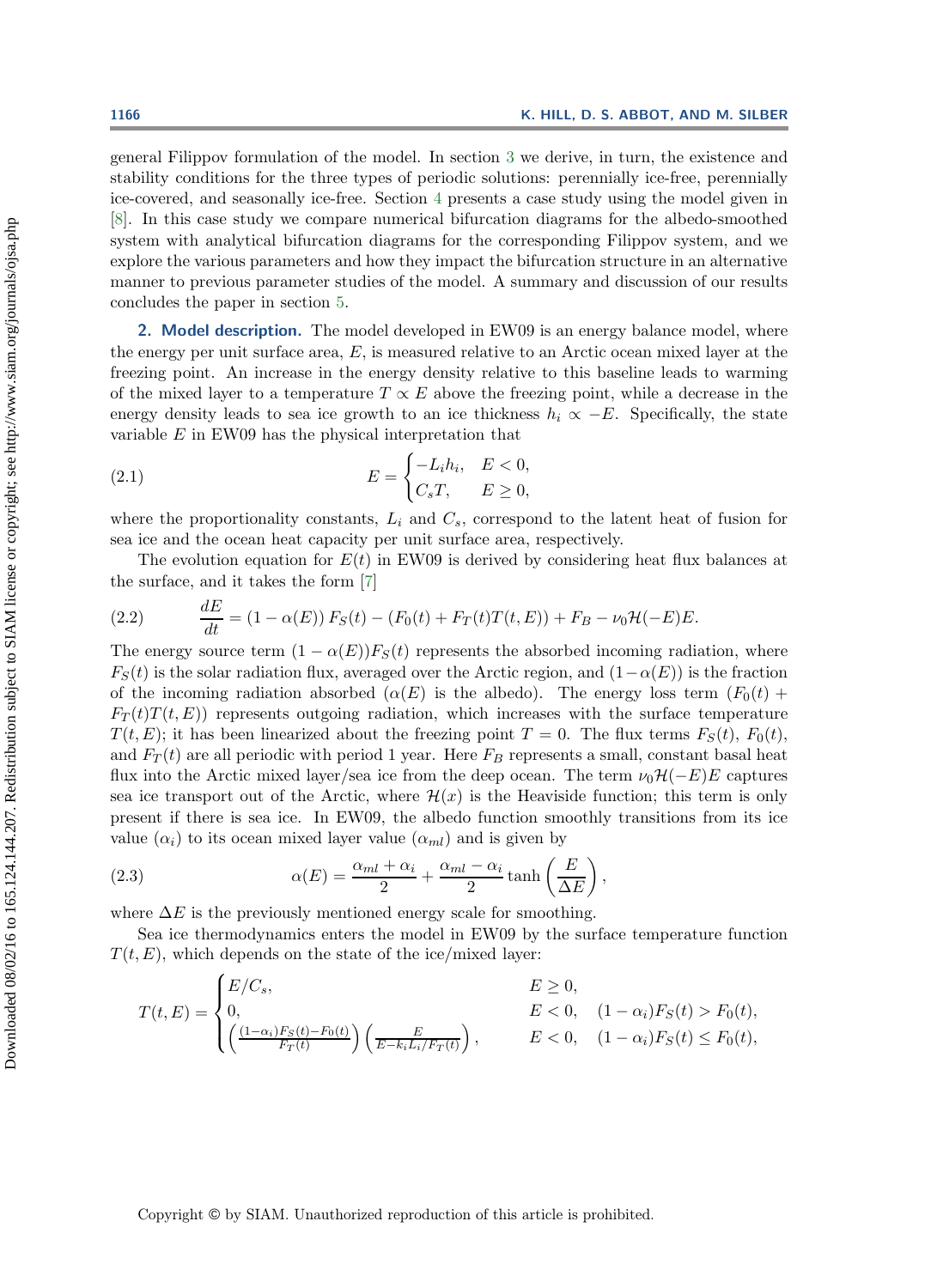general Filippov formulation of the model. In section 3 we derive, in turn, the existence and stability conditions for the three types of periodic solutions: perennially ice-free, perennially ice-covered, and seasonally ice-free. Section 4 presents a case study using the model given in [8]. In this case study we compare numerical bifurcation diagrams for the albedo-smoothed system with analytical bifurcation diagrams for the corresponding Filippov system, and we explore the various parameters and how they impact the bifurcation structure in an alternative manner to previous parameter studies of the model. A summary and discussion of our results concludes the paper in section 5.

## 2. Model description.

The model developed in EW09 is an energy balance model, where the energy per unit surface area, $E$, is measured relative to an Arctic ocean mixed layer at the freezing point. An increase in the energy density relative to this baseline leads to warming of the mixed layer to a temperature $T \propto E$ above the freezing point, while a decrease in the energy density leads to sea ice growth to an ice thickness $h_i \propto -E$. Specifically, the state variable $E$ in EW09 has the physical interpretation that

$$E = \begin{cases} -L_i h_i, & E < 0, \\ C_s T, & E \geq 0, \end{cases} \tag{2.1}$$

where the proportionality constants, $L_i$ and $C_s$, correspond to the latent heat of fusion for sea ice and the ocean heat capacity per unit surface area, respectively.

The evolution equation for $E(t)$ in EW09 is derived by considering heat flux balances at the surface, and it takes the form [7]

$$\frac{dE}{dt} = (1 - \alpha(E))\, F_S(t) - (F_0(t) + F_T(t) T(t, E)) + F_B - \nu_0 \mathcal{H}(-E) E. \tag{2.2}$$

The energy source term $(1 - \alpha(E))F_S(t)$ represents the absorbed incoming radiation, where $F_S(t)$ is the solar radiation flux, averaged over the Arctic region, and $(1 - \alpha(E))$ is the fraction of the incoming radiation absorbed ($\alpha(E)$ is the albedo). The energy loss term $(F_0(t) + F_T(t)T(t, E))$ represents outgoing radiation, which increases with the surface temperature $T(t, E)$; it has been linearized about the freezing point $T = 0$. The flux terms $F_S(t)$, $F_0(t)$, and $F_T(t)$ are all periodic with period 1 year. Here $F_B$ represents a small, constant basal heat flux into the Arctic mixed layer/sea ice from the deep ocean. The term $\nu_0 \mathcal{H}(-E)E$ captures sea ice transport out of the Arctic, where $\mathcal{H}(x)$ is the Heaviside function; this term is only present if there is sea ice. In EW09, the albedo function smoothly transitions from its ice value ($\alpha_i$) to its ocean mixed layer value ($\alpha_{ml}$) and is given by

$$\alpha(E) = \frac{\alpha_{ml} + \alpha_i}{2} + \frac{\alpha_{ml} - \alpha_i}{2} \tanh\left(\frac{E}{\Delta E}\right), \tag{2.3}$$

where $\Delta E$ is the previously mentioned energy scale for smoothing.

Sea ice thermodynamics enters the model in EW09 by the surface temperature function $T(t, E)$, which depends on the state of the ice/mixed layer:

$$T(t, E) = \begin{cases} E/C_s, & E \geq 0, \\ 0, & E < 0, \quad (1 - \alpha_i)F_S(t) > F_0(t), \\ \left(\frac{(1-\alpha_i)F_S(t) - F_0(t)}{F_T(t)}\right)\left(\frac{E}{E - k_i L_i / F_T(t)}\right), & E < 0, \quad (1 - \alpha_i)F_S(t) \leq F_0(t), \end{cases}$$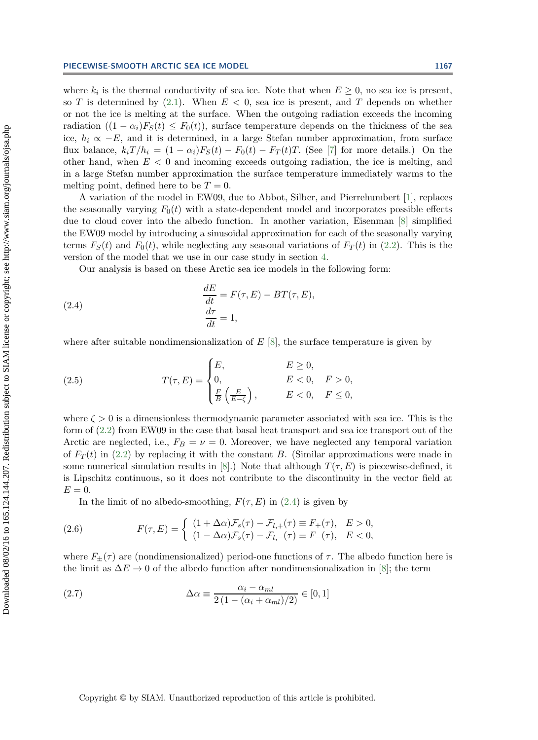where $k_i$ is the thermal conductivity of sea ice. Note that when $E \geq 0$, no sea ice is present, so $T$ is determined by (2.1). When $E < 0$, sea ice is present, and $T$ depends on whether or not the ice is melting at the surface. When the outgoing radiation exceeds the incoming radiation ($(1-\alpha_i)F_S(t) \leq F_0(t)$), surface temperature depends on the thickness of the sea ice, $h_i \propto -E$, and it is determined, in a large Stefan number approximation, from surface flux balance, $k_i T/h_i = (1-\alpha_i)F_S(t) - F_0(t) - F_T(t)T$. (See [7] for more details.) On the other hand, when $E < 0$ and incoming exceeds outgoing radiation, the ice is melting, and in a large Stefan number approximation the surface temperature immediately warms to the melting point, defined here to be $T = 0$.

A variation of the model in EW09, due to Abbot, Silber, and Pierrehumbert [1], replaces the seasonally varying $F_0(t)$ with a state-dependent model and incorporates possible effects due to cloud cover into the albedo function. In another variation, Eisenman [8] simplified the EW09 model by introducing a sinusoidal approximation for each of the seasonally varying terms $F_S(t)$ and $F_0(t)$, while neglecting any seasonal variations of $F_T(t)$ in (2.2). This is the version of the model that we use in our case study in section 4.

Our analysis is based on these Arctic sea ice models in the following form:

$$\begin{aligned} \frac{dE}{dt} &= F(\tau, E) - BT(\tau, E), \\ \frac{d\tau}{dt} &= 1, \end{aligned} \tag{2.4}$$

where after suitable nondimensionalization of $E$ [8], the surface temperature is given by

$$T(\tau, E) = \begin{cases} E, & E \geq 0, \\ 0, & E < 0, \quad F > 0, \\ \frac{F}{B}\left(\frac{E}{E-\zeta}\right), & E < 0, \quad F \leq 0, \end{cases} \tag{2.5}$$

where $\zeta > 0$ is a dimensionless thermodynamic parameter associated with sea ice. This is the form of (2.2) from EW09 in the case that basal heat transport and sea ice transport out of the Arctic are neglected, i.e., $F_B = \nu = 0$. Moreover, we have neglected any temporal variation of $F_T(t)$ in (2.2) by replacing it with the constant $B$. (Similar approximations were made in some numerical simulation results in [8].) Note that although $T(\tau, E)$ is piecewise-defined, it is Lipschitz continuous, so it does not contribute to the discontinuity in the vector field at $E = 0$.

In the limit of no albedo-smoothing, $F(\tau, E)$ in (2.4) is given by

$$F(\tau, E) = \begin{cases} (1+\Delta\alpha)\mathcal{F}_s(\tau) - \mathcal{F}_{l,+}(\tau) \equiv F_+(\tau), & E > 0, \\ (1-\Delta\alpha)\mathcal{F}_s(\tau) - \mathcal{F}_{l,-}(\tau) \equiv F_-(\tau), & E < 0, \end{cases} \tag{2.6}$$

where $F_\pm(\tau)$ are (nondimensionalized) period-one functions of $\tau$. The albedo function here is the limit as $\Delta E \to 0$ of the albedo function after nondimensionalization in [8]; the term

$$\Delta\alpha \equiv \frac{\alpha_i - \alpha_{ml}}{2\left(1 - (\alpha_i + \alpha_{ml})/2\right)} \in [0, 1] \tag{2.7}$$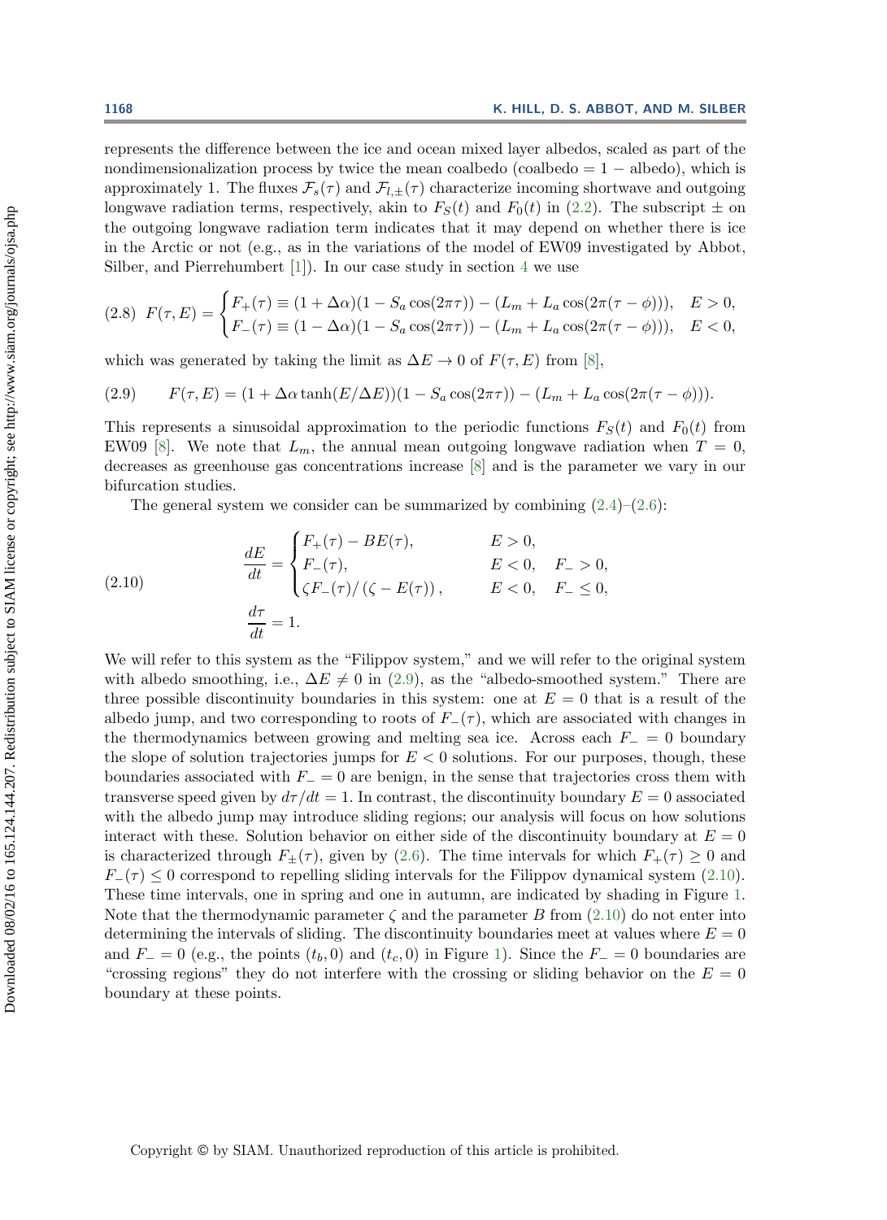represents the difference between the ice and ocean mixed layer albedos, scaled as part of the nondimensionalization process by twice the mean coalbedo (coalbedo = 1 − albedo), which is approximately 1. The fluxes $\mathcal{F}_s(\tau)$ and $\mathcal{F}_{l,\pm}(\tau)$ characterize incoming shortwave and outgoing longwave radiation terms, respectively, akin to $F_S(t)$ and $F_0(t)$ in (2.2). The subscript $\pm$ on the outgoing longwave radiation term indicates that it may depend on whether there is ice in the Arctic or not (e.g., as in the variations of the model of EW09 investigated by Abbot, Silber, and Pierrehumbert [1]). In our case study in section 4 we use

$$
F(\tau, E) = \begin{cases} F_+(\tau) \equiv (1 + \Delta\alpha)(1 - S_a \cos(2\pi\tau)) - (L_m + L_a \cos(2\pi(\tau - \phi))), & E > 0, \\ F_-(\tau) \equiv (1 - \Delta\alpha)(1 - S_a \cos(2\pi\tau)) - (L_m + L_a \cos(2\pi(\tau - \phi))), & E < 0, \end{cases} \tag{2.8}
$$

which was generated by taking the limit as $\Delta E \to 0$ of $F(\tau, E)$ from [8],

$$
F(\tau, E) = (1 + \Delta\alpha \tanh(E/\Delta E))(1 - S_a \cos(2\pi\tau)) - (L_m + L_a \cos(2\pi(\tau - \phi))). \tag{2.9}
$$

This represents a sinusoidal approximation to the periodic functions $F_S(t)$ and $F_0(t)$ from EW09 [8]. We note that $L_m$, the annual mean outgoing longwave radiation when $T = 0$, decreases as greenhouse gas concentrations increase [8] and is the parameter we vary in our bifurcation studies.

The general system we consider can be summarized by combining (2.4)–(2.6):

$$
\begin{aligned}
\frac{dE}{dt} &= \begin{cases} F_+(\tau) - BE(\tau), & E > 0, \\ F_-(\tau), & E < 0, \quad F_- > 0, \\ \zeta F_-(\tau) / (\zeta - E(\tau)), & E < 0, \quad F_- \leq 0, \end{cases} \\
\frac{d\tau}{dt} &= 1.
\end{aligned} \tag{2.10}
$$

We will refer to this system as the "Filippov system," and we will refer to the original system with albedo smoothing, i.e., $\Delta E \neq 0$ in (2.9), as the "albedo-smoothed system." There are three possible discontinuity boundaries in this system: one at $E = 0$ that is a result of the albedo jump, and two corresponding to roots of $F_-(\tau)$, which are associated with changes in the thermodynamics between growing and melting sea ice. Across each $F_- = 0$ boundary the slope of solution trajectories jumps for $E < 0$ solutions. For our purposes, though, these boundaries associated with $F_- = 0$ are benign, in the sense that trajectories cross them with transverse speed given by $d\tau/dt = 1$. In contrast, the discontinuity boundary $E = 0$ associated with the albedo jump may introduce sliding regions; our analysis will focus on how solutions interact with these. Solution behavior on either side of the discontinuity boundary at $E = 0$ is characterized through $F_\pm(\tau)$, given by (2.6). The time intervals for which $F_+(\tau) \geq 0$ and $F_-(\tau) \leq 0$ correspond to repelling sliding intervals for the Filippov dynamical system (2.10). These time intervals, one in spring and one in autumn, are indicated by shading in Figure 1. Note that the thermodynamic parameter $\zeta$ and the parameter $B$ from (2.10) do not enter into determining the intervals of sliding. The discontinuity boundaries meet at values where $E = 0$ and $F_- = 0$ (e.g., the points $(t_b, 0)$ and $(t_c, 0)$ in Figure 1). Since the $F_- = 0$ boundaries are "crossing regions" they do not interfere with the crossing or sliding behavior on the $E = 0$ boundary at these points.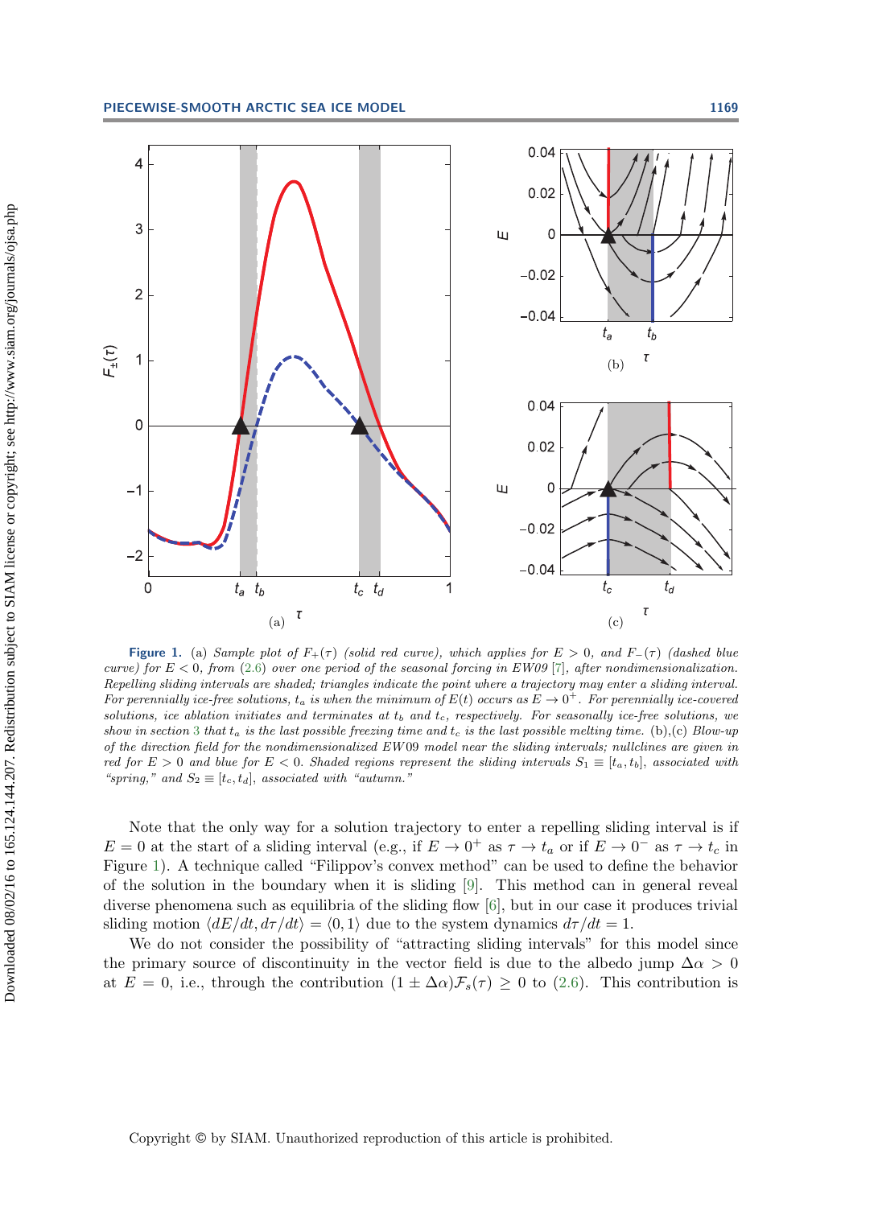**Figure 1.** (a) *Sample plot of $F_+(\tau)$ (solid red curve), which applies for $E > 0$, and $F_-(\tau)$ (dashed blue curve) for $E < 0$, from* (2.6) *over one period of the seasonal forcing in EW09* [7]*, after nondimensionalization. Repelling sliding intervals are shaded; triangles indicate the point where a trajectory may enter a sliding interval. For perennially ice-free solutions, $t_a$ is when the minimum of $E(t)$ occurs as $E \to 0^+$. For perennially ice-covered solutions, ice ablation initiates and terminates at $t_b$ and $t_c$, respectively. For seasonally ice-free solutions, we show in section* 3 *that $t_a$ is the last possible freezing time and $t_c$ is the last possible melting time.* (b),(c) *Blow-up of the direction field for the nondimensionalized EW09 model near the sliding intervals; nullclines are given in red for $E > 0$ and blue for $E < 0$. Shaded regions represent the sliding intervals $S_1 \equiv [t_a, t_b]$, associated with "spring," and $S_2 \equiv [t_c, t_d]$, associated with "autumn."*

Note that the only way for a solution trajectory to enter a repelling sliding interval is if $E = 0$ at the start of a sliding interval (e.g., if $E \to 0^+$ as $\tau \to t_a$ or if $E \to 0^-$ as $\tau \to t_c$ in Figure 1). A technique called "Filippov's convex method" can be used to define the behavior of the solution in the boundary when it is sliding [9]. This method can in general reveal diverse phenomena such as equilibria of the sliding flow [6], but in our case it produces trivial sliding motion $\langle dE/dt, d\tau/dt \rangle = \langle 0, 1 \rangle$ due to the system dynamics $d\tau/dt = 1$.

We do not consider the possibility of "attracting sliding intervals" for this model since the primary source of discontinuity in the vector field is due to the albedo jump $\Delta\alpha > 0$ at $E = 0$, i.e., through the contribution $(1 \pm \Delta\alpha)\mathcal{F}_s(\tau) \geq 0$ to (2.6). This contribution is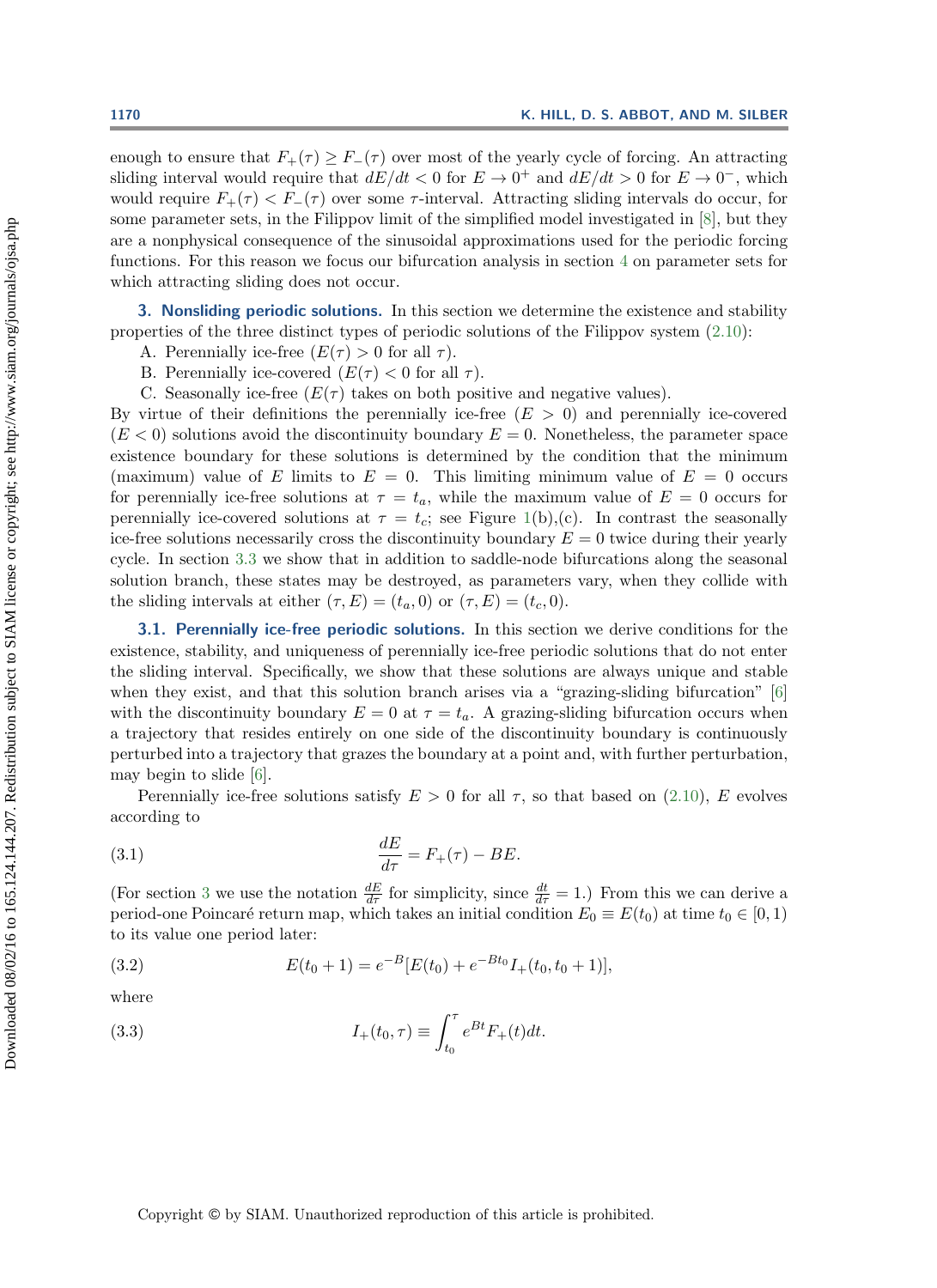enough to ensure that $F_+(\tau) \geq F_-(\tau)$ over most of the yearly cycle of forcing. An attracting sliding interval would require that $dE/dt < 0$ for $E \to 0^+$ and $dE/dt > 0$ for $E \to 0^-$, which would require $F_+(\tau) < F_-(\tau)$ over some $\tau$-interval. Attracting sliding intervals do occur, for some parameter sets, in the Filippov limit of the simplified model investigated in [8], but they are a nonphysical consequence of the sinusoidal approximations used for the periodic forcing functions. For this reason we focus our bifurcation analysis in section 4 on parameter sets for which attracting sliding does not occur.

## 3. Nonsliding periodic solutions.

In this section we determine the existence and stability properties of the three distinct types of periodic solutions of the Filippov system (2.10):

A. Perennially ice-free ($E(\tau) > 0$ for all $\tau$).
B. Perennially ice-covered ($E(\tau) < 0$ for all $\tau$).
C. Seasonally ice-free ($E(\tau)$ takes on both positive and negative values).

By virtue of their definitions the perennially ice-free ($E > 0$) and perennially ice-covered ($E < 0$) solutions avoid the discontinuity boundary $E = 0$. Nonetheless, the parameter space existence boundary for these solutions is determined by the condition that the minimum (maximum) value of $E$ limits to $E = 0$. This limiting minimum value of $E = 0$ occurs for perennially ice-free solutions at $\tau = t_a$, while the maximum value of $E = 0$ occurs for perennially ice-covered solutions at $\tau = t_c$; see Figure 1(b),(c). In contrast the seasonally ice-free solutions necessarily cross the discontinuity boundary $E = 0$ twice during their yearly cycle. In section 3.3 we show that in addition to saddle-node bifurcations along the seasonal solution branch, these states may be destroyed, as parameters vary, when they collide with the sliding intervals at either $(\tau, E) = (t_a, 0)$ or $(\tau, E) = (t_c, 0)$.

### 3.1. Perennially ice-free periodic solutions.

In this section we derive conditions for the existence, stability, and uniqueness of perennially ice-free periodic solutions that do not enter the sliding interval. Specifically, we show that these solutions are always unique and stable when they exist, and that this solution branch arises via a "grazing-sliding bifurcation" [6] with the discontinuity boundary $E = 0$ at $\tau = t_a$. A grazing-sliding bifurcation occurs when a trajectory that resides entirely on one side of the discontinuity boundary is continuously perturbed into a trajectory that grazes the boundary at a point and, with further perturbation, may begin to slide [6].

Perennially ice-free solutions satisfy $E > 0$ for all $\tau$, so that based on (2.10), $E$ evolves according to

$$\frac{dE}{d\tau} = F_+(\tau) - BE. \tag{3.1}$$

(For section 3 we use the notation $\frac{dE}{d\tau}$ for simplicity, since $\frac{dt}{d\tau} = 1$.) From this we can derive a period-one Poincaré return map, which takes an initial condition $E_0 \equiv E(t_0)$ at time $t_0 \in [0, 1)$ to its value one period later:

$$E(t_0 + 1) = e^{-B}[E(t_0) + e^{-Bt_0} I_+(t_0, t_0 + 1)], \tag{3.2}$$

where

$$I_+(t_0, \tau) \equiv \int_{t_0}^{\tau} e^{Bt} F_+(t) dt. \tag{3.3}$$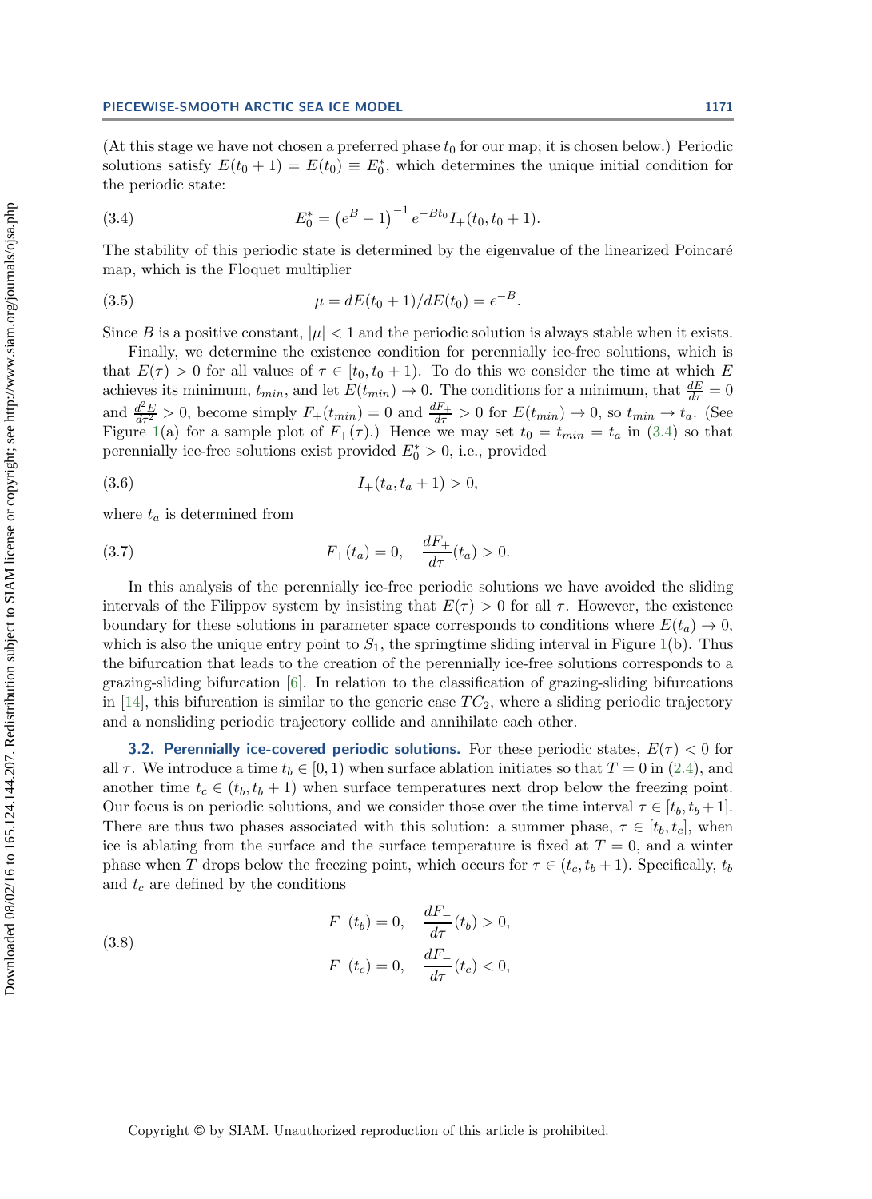(At this stage we have not chosen a preferred phase $t_0$ for our map; it is chosen below.) Periodic solutions satisfy $E(t_0 + 1) = E(t_0) \equiv E_0^*$, which determines the unique initial condition for the periodic state:

$$E_0^* = \left(e^B - 1\right)^{-1} e^{-Bt_0} I_+(t_0, t_0 + 1). \tag{3.4}$$

The stability of this periodic state is determined by the eigenvalue of the linearized Poincaré map, which is the Floquet multiplier

$$\mu = dE(t_0 + 1)/dE(t_0) = e^{-B}. \tag{3.5}$$

Since $B$ is a positive constant, $|\mu| < 1$ and the periodic solution is always stable when it exists.

Finally, we determine the existence condition for perennially ice-free solutions, which is that $E(\tau) > 0$ for all values of $\tau \in [t_0, t_0 + 1)$. To do this we consider the time at which $E$ achieves its minimum, $t_{min}$, and let $E(t_{min}) \to 0$. The conditions for a minimum, that $\frac{dE}{d\tau} = 0$ and $\frac{d^2E}{d\tau^2} > 0$, become simply $F_+(t_{min}) = 0$ and $\frac{dF_+}{d\tau} > 0$ for $E(t_{min}) \to 0$, so $t_{min} \to t_a$. (See Figure 1(a) for a sample plot of $F_+(\tau)$.) Hence we may set $t_0 = t_{min} = t_a$ in (3.4) so that perennially ice-free solutions exist provided $E_0^* > 0$, i.e., provided

$$I_+(t_a, t_a + 1) > 0, \tag{3.6}$$

where $t_a$ is determined from

$$F_+(t_a) = 0, \quad \frac{dF_+}{d\tau}(t_a) > 0. \tag{3.7}$$

In this analysis of the perennially ice-free periodic solutions we have avoided the sliding intervals of the Filippov system by insisting that $E(\tau) > 0$ for all $\tau$. However, the existence boundary for these solutions in parameter space corresponds to conditions where $E(t_a) \to 0$, which is also the unique entry point to $S_1$, the springtime sliding interval in Figure 1(b). Thus the bifurcation that leads to the creation of the perennially ice-free solutions corresponds to a grazing-sliding bifurcation [6]. In relation to the classification of grazing-sliding bifurcations in [14], this bifurcation is similar to the generic case $TC_2$, where a sliding periodic trajectory and a nonsliding periodic trajectory collide and annihilate each other.

### 3.2. Perennially ice-covered periodic solutions.

For these periodic states, $E(\tau) < 0$ for all $\tau$. We introduce a time $t_b \in [0, 1)$ when surface ablation initiates so that $T = 0$ in (2.4), and another time $t_c \in (t_b, t_b + 1)$ when surface temperatures next drop below the freezing point. Our focus is on periodic solutions, and we consider those over the time interval $\tau \in [t_b, t_b + 1]$. There are thus two phases associated with this solution: a summer phase, $\tau \in [t_b, t_c]$, when ice is ablating from the surface and the surface temperature is fixed at $T = 0$, and a winter phase when $T$ drops below the freezing point, which occurs for $\tau \in (t_c, t_b + 1)$. Specifically, $t_b$ and $t_c$ are defined by the conditions

$$\begin{aligned} F_-(t_b) &= 0, \quad \frac{dF_-}{d\tau}(t_b) > 0, \\ F_-(t_c) &= 0, \quad \frac{dF_-}{d\tau}(t_c) < 0, \end{aligned} \tag{3.8}$$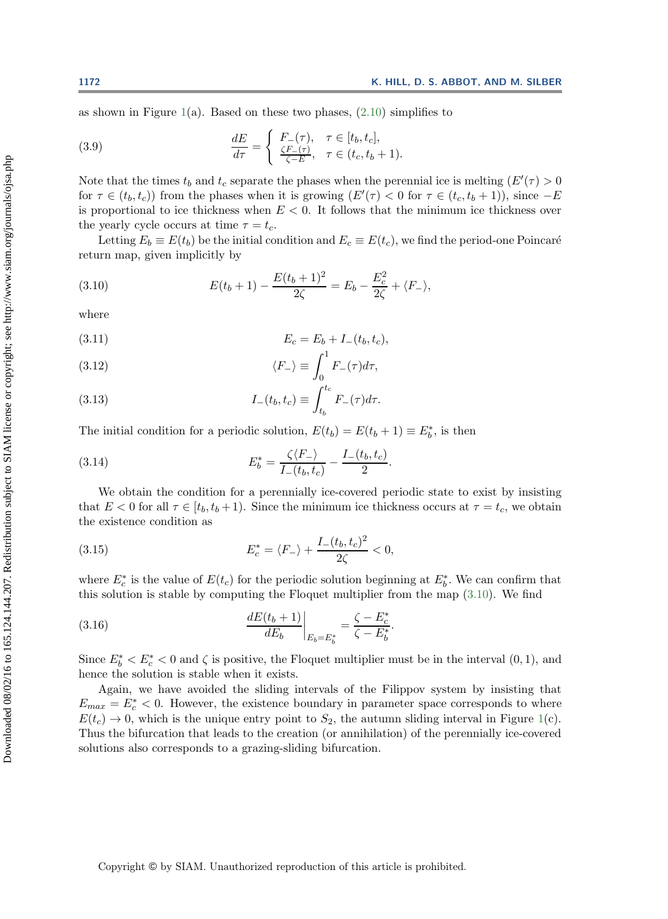as shown in Figure 1(a). Based on these two phases, (2.10) simplifies to

$$\frac{dE}{d\tau} = \begin{cases} F_-(\tau), & \tau \in [t_b, t_c], \\ \frac{\zeta F_-(\tau)}{\zeta - E}, & \tau \in (t_c, t_b + 1). \end{cases} \tag{3.9}$$

Note that the times $t_b$ and $t_c$ separate the phases when the perennial ice is melting ($E'(\tau) > 0$ for $\tau \in (t_b, t_c)$) from the phases when it is growing ($E'(\tau) < 0$ for $\tau \in (t_c, t_b+1)$), since $-E$ is proportional to ice thickness when $E < 0$. It follows that the minimum ice thickness over the yearly cycle occurs at time $\tau = t_c$.

Letting $E_b \equiv E(t_b)$ be the initial condition and $E_c \equiv E(t_c)$, we find the period-one Poincaré return map, given implicitly by

$$E(t_b + 1) - \frac{E(t_b+1)^2}{2\zeta} = E_b - \frac{E_c^2}{2\zeta} + \langle F_- \rangle, \tag{3.10}$$

where

$$E_c = E_b + I_-(t_b, t_c), \tag{3.11}$$

$$\langle F_- \rangle \equiv \int_0^1 F_-(\tau) d\tau, \tag{3.12}$$

$$I_-(t_b, t_c) \equiv \int_{t_b}^{t_c} F_-(\tau) d\tau. \tag{3.13}$$

The initial condition for a periodic solution, $E(t_b) = E(t_b + 1) \equiv E_b^*$, is then

$$E_b^* = \frac{\zeta \langle F_- \rangle}{I_-(t_b, t_c)} - \frac{I_-(t_b, t_c)}{2}. \tag{3.14}$$

We obtain the condition for a perennially ice-covered periodic state to exist by insisting that $E < 0$ for all $\tau \in [t_b, t_b + 1)$. Since the minimum ice thickness occurs at $\tau = t_c$, we obtain the existence condition as

$$E_c^* = \langle F_- \rangle + \frac{I_-(t_b, t_c)^2}{2\zeta} < 0, \tag{3.15}$$

where $E_c^*$ is the value of $E(t_c)$ for the periodic solution beginning at $E_b^*$. We can confirm that this solution is stable by computing the Floquet multiplier from the map (3.10). We find

$$\left. \frac{dE(t_b + 1)}{dE_b} \right|_{E_b = E_b^*} = \frac{\zeta - E_c^*}{\zeta - E_b^*}. \tag{3.16}$$

Since $E_b^* < E_c^* < 0$ and $\zeta$ is positive, the Floquet multiplier must be in the interval $(0, 1)$, and hence the solution is stable when it exists.

Again, we have avoided the sliding intervals of the Filippov system by insisting that $E_{max} = E_c^* < 0$. However, the existence boundary in parameter space corresponds to where $E(t_c) \to 0$, which is the unique entry point to $S_2$, the autumn sliding interval in Figure 1(c). Thus the bifurcation that leads to the creation (or annihilation) of the perennially ice-covered solutions also corresponds to a grazing-sliding bifurcation.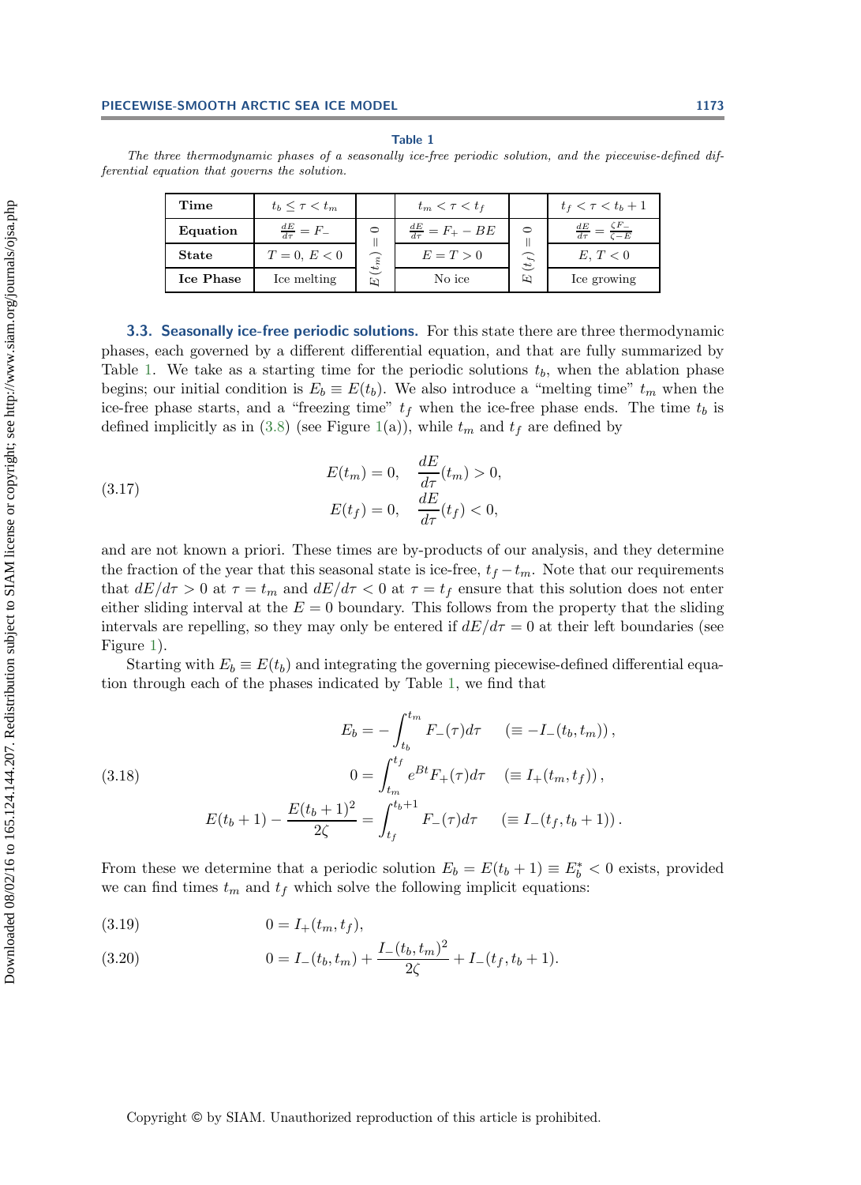**Table 1**

*The three thermodynamic phases of a seasonally ice-free periodic solution, and the piecewise-defined differential equation that governs the solution.*

| **Time** | $t_b \leq \tau < t_m$ | | $t_m < \tau < t_f$ | | $t_f < \tau < t_b + 1$ |
|---|---|---|---|---|---|
| **Equation** | $\frac{dE}{d\tau} = F_-$ | $E(t_m) = 0$ | $\frac{dE}{d\tau} = F_+ - BE$ | $E(t_f) = 0$ | $\frac{dE}{d\tau} = \frac{\zeta F_-}{\zeta - E}$ |
| **State** | $T = 0,\ E < 0$ | | $E = T > 0$ | | $E,\ T < 0$ |
| **Ice Phase** | Ice melting | | No ice | | Ice growing |

### 3.3. Seasonally ice-free periodic solutions.

For this state there are three thermodynamic phases, each governed by a different differential equation, and that are fully summarized by Table 1. We take as a starting time for the periodic solutions $t_b$, when the ablation phase begins; our initial condition is $E_b \equiv E(t_b)$. We also introduce a "melting time" $t_m$ when the ice-free phase starts, and a "freezing time" $t_f$ when the ice-free phase ends. The time $t_b$ is defined implicitly as in (3.8) (see Figure 1(a)), while $t_m$ and $t_f$ are defined by

$$
E(t_m) = 0, \quad \frac{dE}{d\tau}(t_m) > 0,
$$
$$
E(t_f) = 0, \quad \frac{dE}{d\tau}(t_f) < 0, \tag{3.17}
$$

and are not known a priori. These times are by-products of our analysis, and they determine the fraction of the year that this seasonal state is ice-free, $t_f - t_m$. Note that our requirements that $dE/d\tau > 0$ at $\tau = t_m$ and $dE/d\tau < 0$ at $\tau = t_f$ ensure that this solution does not enter either sliding interval at the $E = 0$ boundary. This follows from the property that the sliding intervals are repelling, so they may only be entered if $dE/d\tau = 0$ at their left boundaries (see Figure 1).

Starting with $E_b \equiv E(t_b)$ and integrating the governing piecewise-defined differential equation through each of the phases indicated by Table 1, we find that

$$
E_b = -\int_{t_b}^{t_m} F_-(\tau) d\tau \qquad (\equiv -I_-(t_b, t_m)),
$$
$$
0 = \int_{t_m}^{t_f} e^{Bt} F_+(\tau) d\tau \qquad (\equiv I_+(t_m, t_f)), \tag{3.18}
$$
$$
E(t_b + 1) - \frac{E(t_b + 1)^2}{2\zeta} = \int_{t_f}^{t_b+1} F_-(\tau) d\tau \qquad (\equiv I_-(t_f, t_b + 1)).
$$

From these we determine that a periodic solution $E_b = E(t_b + 1) \equiv E_b^* < 0$ exists, provided we can find times $t_m$ and $t_f$ which solve the following implicit equations:

$$
0 = I_+(t_m, t_f), \tag{3.19}
$$

$$
0 = I_-(t_b, t_m) + \frac{I_-(t_b, t_m)^2}{2\zeta} + I_-(t_f, t_b + 1). \tag{3.20}
$$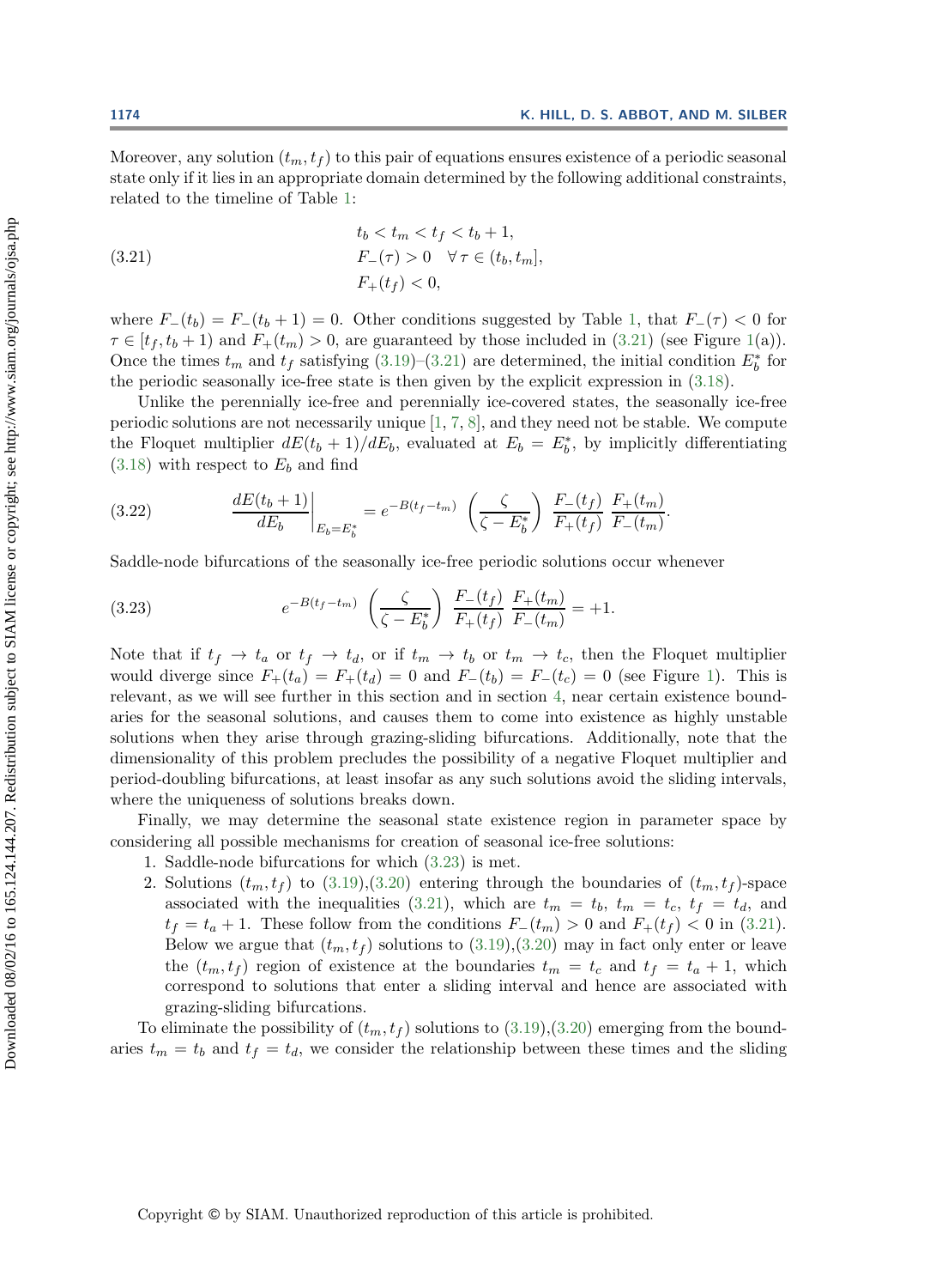Moreover, any solution $(t_m, t_f)$ to this pair of equations ensures existence of a periodic seasonal state only if it lies in an appropriate domain determined by the following additional constraints, related to the timeline of Table 1:

$$
\begin{aligned}
&t_b < t_m < t_f < t_b + 1, \\
&F_-(\tau) > 0 \quad \forall\, \tau \in (t_b, t_m], \\
&F_+(t_f) < 0,
\end{aligned}
\tag{3.21}
$$

where $F_-(t_b) = F_-(t_b + 1) = 0$. Other conditions suggested by Table 1, that $F_-(\tau) < 0$ for $\tau \in [t_f, t_b + 1)$ and $F_+(t_m) > 0$, are guaranteed by those included in (3.21) (see Figure 1(a)). Once the times $t_m$ and $t_f$ satisfying (3.19)–(3.21) are determined, the initial condition $E_b^*$ for the periodic seasonally ice-free state is then given by the explicit expression in (3.18).

Unlike the perennially ice-free and perennially ice-covered states, the seasonally ice-free periodic solutions are not necessarily unique [1, 7, 8], and they need not be stable. We compute the Floquet multiplier $dE(t_b + 1)/dE_b$, evaluated at $E_b = E_b^*$, by implicitly differentiating (3.18) with respect to $E_b$ and find

$$
\left.\frac{dE(t_b + 1)}{dE_b}\right|_{E_b = E_b^*} = e^{-B(t_f - t_m)} \left(\frac{\zeta}{\zeta - E_b^*}\right) \frac{F_-(t_f)}{F_+(t_f)} \, \frac{F_+(t_m)}{F_-(t_m)}.
\tag{3.22}
$$

Saddle-node bifurcations of the seasonally ice-free periodic solutions occur whenever

$$
e^{-B(t_f - t_m)} \left(\frac{\zeta}{\zeta - E_b^*}\right) \frac{F_-(t_f)}{F_+(t_f)} \, \frac{F_+(t_m)}{F_-(t_m)} = +1.
\tag{3.23}
$$

Note that if $t_f \to t_a$ or $t_f \to t_d$, or if $t_m \to t_b$ or $t_m \to t_c$, then the Floquet multiplier would diverge since $F_+(t_a) = F_+(t_d) = 0$ and $F_-(t_b) = F_-(t_c) = 0$ (see Figure 1). This is relevant, as we will see further in this section and in section 4, near certain existence boundaries for the seasonal solutions, and causes them to come into existence as highly unstable solutions when they arise through grazing-sliding bifurcations. Additionally, note that the dimensionality of this problem precludes the possibility of a negative Floquet multiplier and period-doubling bifurcations, at least insofar as any such solutions avoid the sliding intervals, where the uniqueness of solutions breaks down.

Finally, we may determine the seasonal state existence region in parameter space by considering all possible mechanisms for creation of seasonal ice-free solutions:

1. Saddle-node bifurcations for which (3.23) is met.
2. Solutions $(t_m, t_f)$ to (3.19),(3.20) entering through the boundaries of $(t_m, t_f)$-space associated with the inequalities (3.21), which are $t_m = t_b$, $t_m = t_c$, $t_f = t_d$, and $t_f = t_a + 1$. These follow from the conditions $F_-(t_m) > 0$ and $F_+(t_f) < 0$ in (3.21). Below we argue that $(t_m, t_f)$ solutions to (3.19),(3.20) may in fact only enter or leave the $(t_m, t_f)$ region of existence at the boundaries $t_m = t_c$ and $t_f = t_a + 1$, which correspond to solutions that enter a sliding interval and hence are associated with grazing-sliding bifurcations.

To eliminate the possibility of $(t_m, t_f)$ solutions to (3.19),(3.20) emerging from the boundaries $t_m = t_b$ and $t_f = t_d$, we consider the relationship between these times and the sliding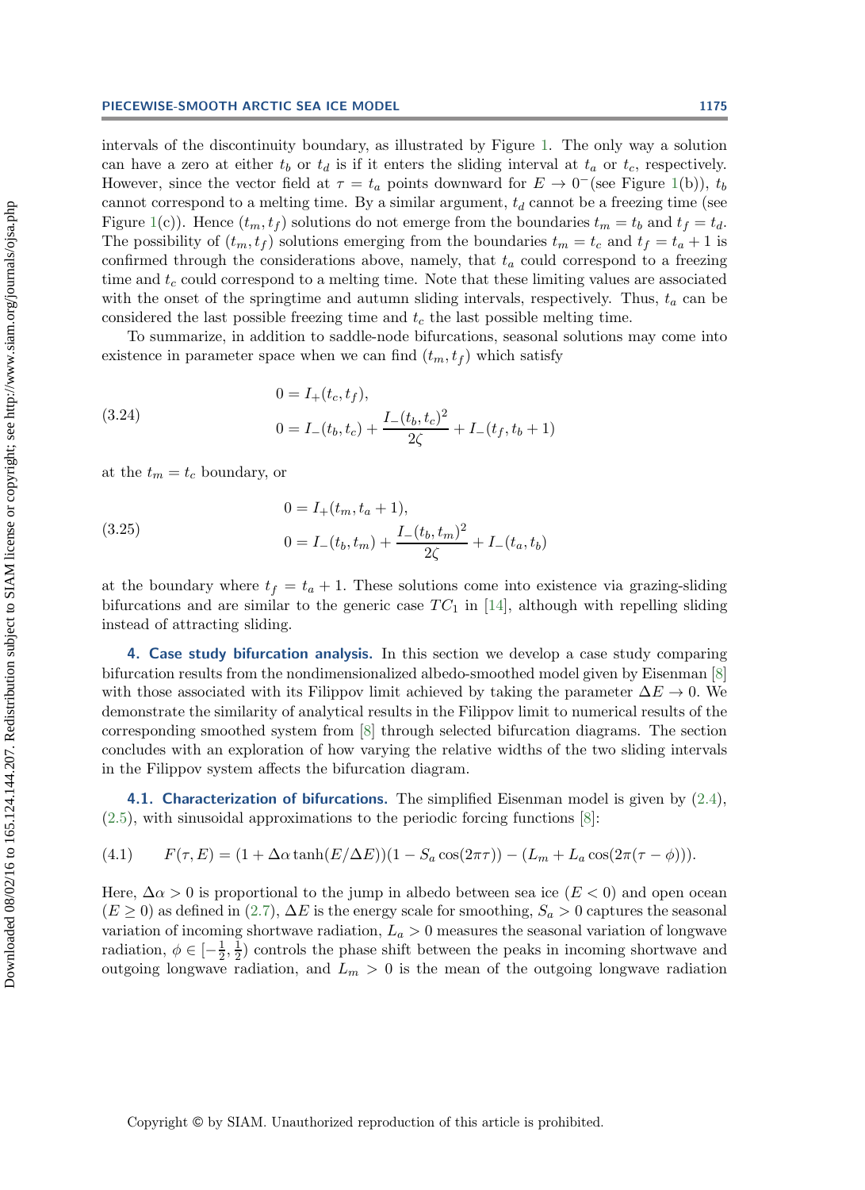intervals of the discontinuity boundary, as illustrated by Figure 1. The only way a solution can have a zero at either $t_b$ or $t_d$ is if it enters the sliding interval at $t_a$ or $t_c$, respectively. However, since the vector field at $\tau = t_a$ points downward for $E \to 0^-$(see Figure 1(b)), $t_b$ cannot correspond to a melting time. By a similar argument, $t_d$ cannot be a freezing time (see Figure 1(c)). Hence $(t_m, t_f)$ solutions do not emerge from the boundaries $t_m = t_b$ and $t_f = t_d$. The possibility of $(t_m, t_f)$ solutions emerging from the boundaries $t_m = t_c$ and $t_f = t_a + 1$ is confirmed through the considerations above, namely, that $t_a$ could correspond to a freezing time and $t_c$ could correspond to a melting time. Note that these limiting values are associated with the onset of the springtime and autumn sliding intervals, respectively. Thus, $t_a$ can be considered the last possible freezing time and $t_c$ the last possible melting time.

To summarize, in addition to saddle-node bifurcations, seasonal solutions may come into existence in parameter space when we can find $(t_m, t_f)$ which satisfy

$$
\begin{aligned}
0 &= I_+(t_c, t_f), \\
0 &= I_-(t_b, t_c) + \frac{I_-(t_b, t_c)^2}{2\zeta} + I_-(t_f, t_b + 1)
\end{aligned}
\tag{3.24}
$$

at the $t_m = t_c$ boundary, or

$$
\begin{aligned}
0 &= I_+(t_m, t_a + 1), \\
0 &= I_-(t_b, t_m) + \frac{I_-(t_b, t_m)^2}{2\zeta} + I_-(t_a, t_b)
\end{aligned}
\tag{3.25}
$$

at the boundary where $t_f = t_a + 1$. These solutions come into existence via grazing-sliding bifurcations and are similar to the generic case $TC_1$ in [14], although with repelling sliding instead of attracting sliding.

## 4. Case study bifurcation analysis.

In this section we develop a case study comparing bifurcation results from the nondimensionalized albedo-smoothed model given by Eisenman [8] with those associated with its Filippov limit achieved by taking the parameter $\Delta E \to 0$. We demonstrate the similarity of analytical results in the Filippov limit to numerical results of the corresponding smoothed system from [8] through selected bifurcation diagrams. The section concludes with an exploration of how varying the relative widths of the two sliding intervals in the Filippov system affects the bifurcation diagram.

### 4.1. Characterization of bifurcations.

The simplified Eisenman model is given by (2.4), (2.5), with sinusoidal approximations to the periodic forcing functions [8]:

$$
F(\tau, E) = (1 + \Delta\alpha \tanh(E/\Delta E))(1 - S_a \cos(2\pi\tau)) - (L_m + L_a \cos(2\pi(\tau - \phi))).
\tag{4.1}
$$

Here, $\Delta\alpha > 0$ is proportional to the jump in albedo between sea ice ($E < 0$) and open ocean ($E \geq 0$) as defined in (2.7), $\Delta E$ is the energy scale for smoothing, $S_a > 0$ captures the seasonal variation of incoming shortwave radiation, $L_a > 0$ measures the seasonal variation of longwave radiation, $\phi \in [-\frac{1}{2}, \frac{1}{2})$ controls the phase shift between the peaks in incoming shortwave and outgoing longwave radiation, and $L_m > 0$ is the mean of the outgoing longwave radiation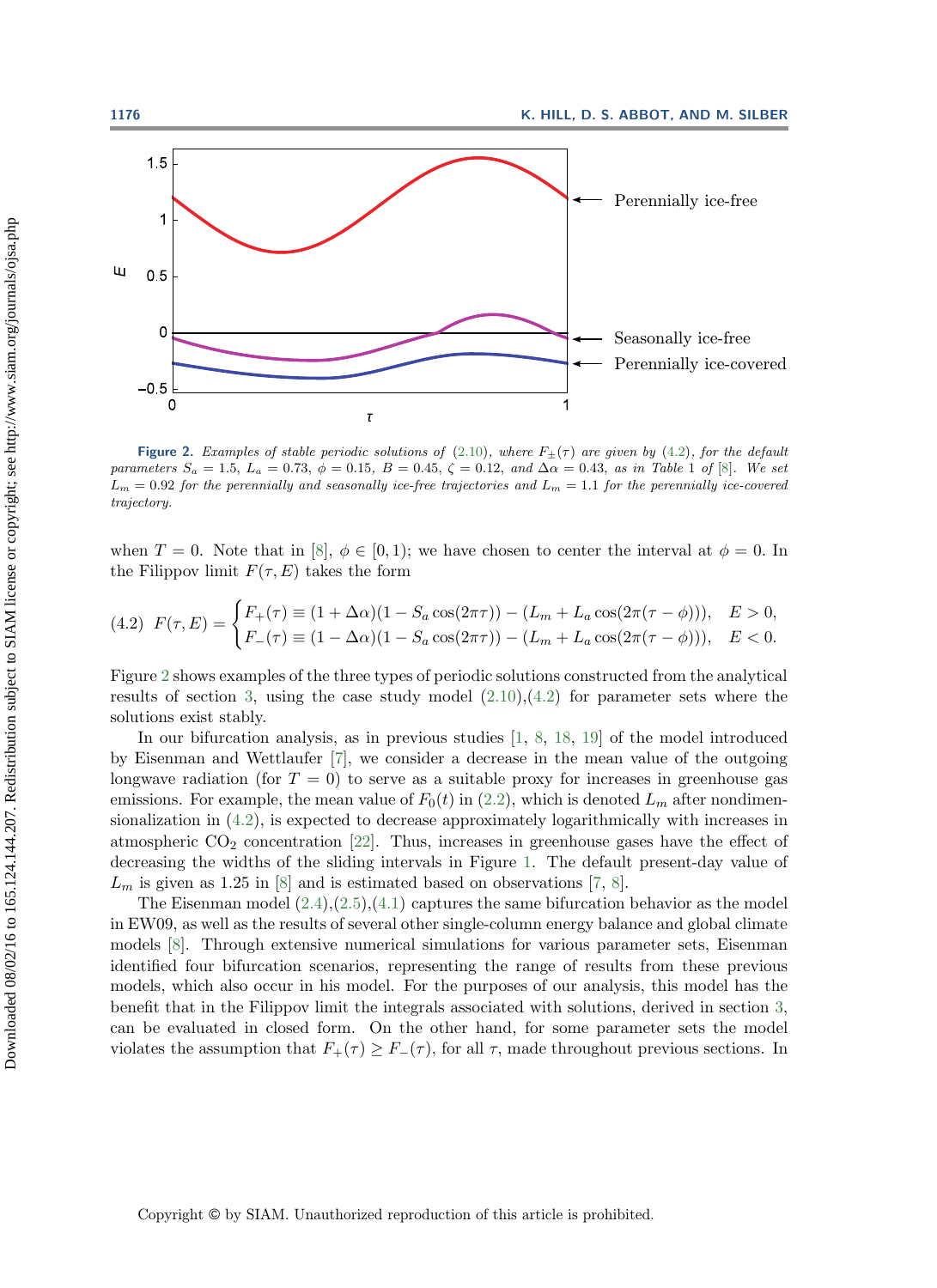Figure 2. *Examples of stable periodic solutions of (2.10), where $F_\pm(\tau)$ are given by (4.2), for the default parameters $S_a = 1.5$, $L_a = 0.73$, $\phi = 0.15$, $B = 0.45$, $\zeta = 0.12$, and $\Delta\alpha = 0.43$, as in Table 1 of [8]. We set $L_m = 0.92$ for the perennially and seasonally ice-free trajectories and $L_m = 1.1$ for the perennially ice-covered trajectory.*

when $T = 0$. Note that in [8], $\phi \in [0, 1)$; we have chosen to center the interval at $\phi = 0$. In the Filippov limit $F(\tau, E)$ takes the form

$$
(4.2)\quad F(\tau, E) = \begin{cases} F_+(\tau) \equiv (1 + \Delta\alpha)(1 - S_a \cos(2\pi\tau)) - (L_m + L_a \cos(2\pi(\tau - \phi))), & E > 0, \\ F_-(\tau) \equiv (1 - \Delta\alpha)(1 - S_a \cos(2\pi\tau)) - (L_m + L_a \cos(2\pi(\tau - \phi))), & E < 0. \end{cases}
$$

Figure 2 shows examples of the three types of periodic solutions constructed from the analytical results of section 3, using the case study model (2.10),(4.2) for parameter sets where the solutions exist stably.

In our bifurcation analysis, as in previous studies [1, 8, 18, 19] of the model introduced by Eisenman and Wettlaufer [7], we consider a decrease in the mean value of the outgoing longwave radiation (for $T = 0$) to serve as a suitable proxy for increases in greenhouse gas emissions. For example, the mean value of $F_0(t)$ in (2.2), which is denoted $L_m$ after nondimensionalization in (4.2), is expected to decrease approximately logarithmically with increases in atmospheric $CO_2$ concentration [22]. Thus, increases in greenhouse gases have the effect of decreasing the widths of the sliding intervals in Figure 1. The default present-day value of $L_m$ is given as 1.25 in [8] and is estimated based on observations [7, 8].

The Eisenman model (2.4),(2.5),(4.1) captures the same bifurcation behavior as the model in EW09, as well as the results of several other single-column energy balance and global climate models [8]. Through extensive numerical simulations for various parameter sets, Eisenman identified four bifurcation scenarios, representing the range of results from these previous models, which also occur in his model. For the purposes of our analysis, this model has the benefit that in the Filippov limit the integrals associated with solutions, derived in section 3, can be evaluated in closed form. On the other hand, for some parameter sets the model violates the assumption that $F_+(\tau) \geq F_-(\tau)$, for all $\tau$, made throughout previous sections. In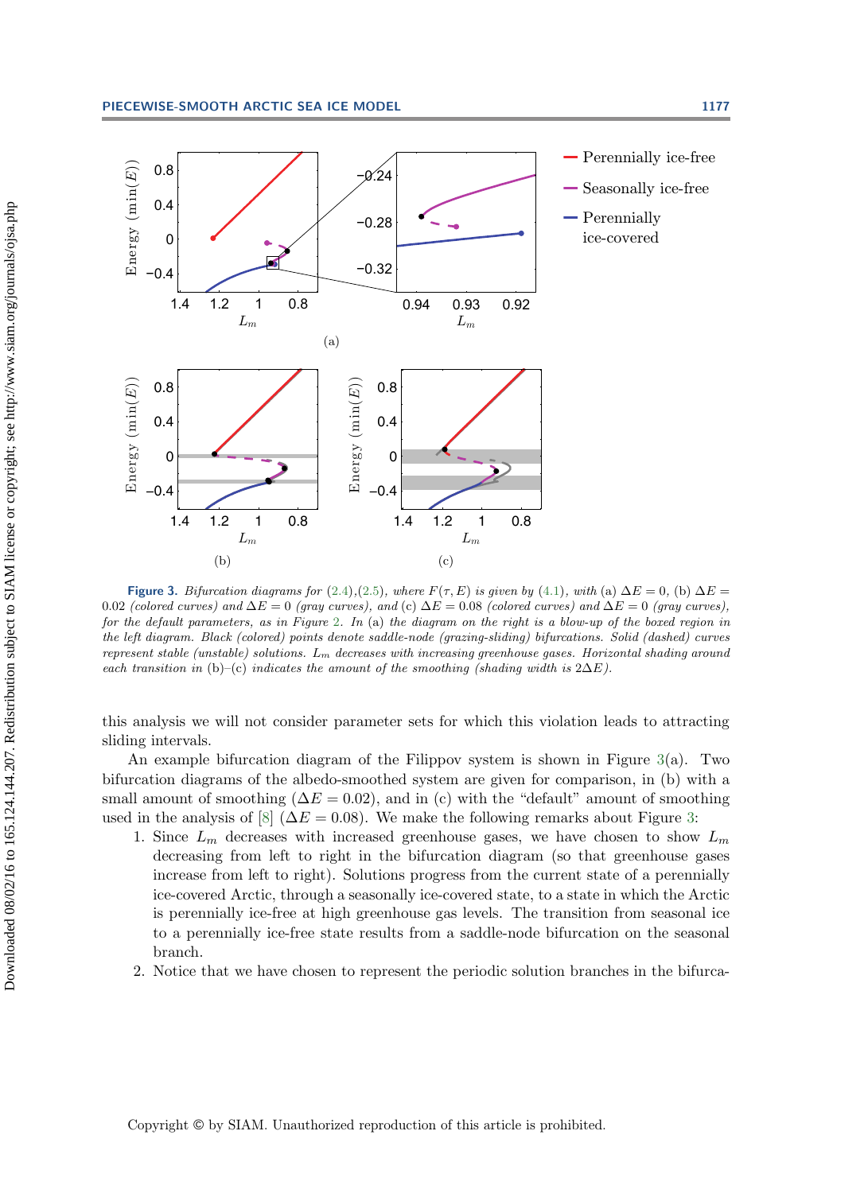**Figure 3.** *Bifurcation diagrams for* (2.4),(2.5)*, where $F(\tau, E)$ is given by* (4.1)*, with* (a) $\Delta E = 0$, (b) $\Delta E = 0.02$ *(colored curves) and $\Delta E = 0$ (gray curves), and* (c) $\Delta E = 0.08$ *(colored curves) and $\Delta E = 0$ (gray curves), for the default parameters, as in Figure* 2*. In* (a) *the diagram on the right is a blow-up of the boxed region in the left diagram. Black (colored) points denote saddle-node (grazing-sliding) bifurcations. Solid (dashed) curves represent stable (unstable) solutions. $L_m$ decreases with increasing greenhouse gases. Horizontal shading around each transition in* (b)–(c) *indicates the amount of the smoothing (shading width is $2\Delta E$).*

this analysis we will not consider parameter sets for which this violation leads to attracting sliding intervals.

An example bifurcation diagram of the Filippov system is shown in Figure 3(a). Two bifurcation diagrams of the albedo-smoothed system are given for comparison, in (b) with a small amount of smoothing ($\Delta E = 0.02$), and in (c) with the "default" amount of smoothing used in the analysis of [8] ($\Delta E = 0.08$). We make the following remarks about Figure 3:

1. Since $L_m$ decreases with increased greenhouse gases, we have chosen to show $L_m$ decreasing from left to right in the bifurcation diagram (so that greenhouse gases increase from left to right). Solutions progress from the current state of a perennially ice-covered Arctic, through a seasonally ice-covered state, to a state in which the Arctic is perennially ice-free at high greenhouse gas levels. The transition from seasonal ice to a perennially ice-free state results from a saddle-node bifurcation on the seasonal branch.
2. Notice that we have chosen to represent the periodic solution branches in the bifurca-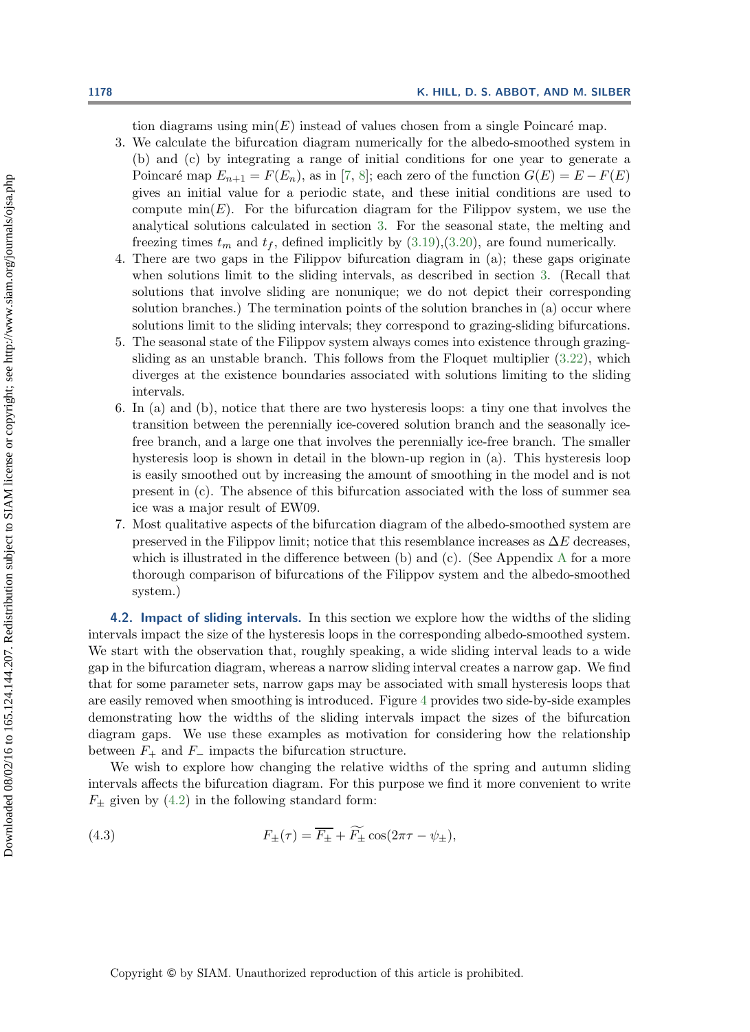tion diagrams using $\min(E)$ instead of values chosen from a single Poincaré map.

3. We calculate the bifurcation diagram numerically for the albedo-smoothed system in (b) and (c) by integrating a range of initial conditions for one year to generate a Poincaré map $E_{n+1} = F(E_n)$, as in [7, 8]; each zero of the function $G(E) = E - F(E)$ gives an initial value for a periodic state, and these initial conditions are used to compute $\min(E)$. For the bifurcation diagram for the Filippov system, we use the analytical solutions calculated in section 3. For the seasonal state, the melting and freezing times $t_m$ and $t_f$, defined implicitly by (3.19),(3.20), are found numerically.
4. There are two gaps in the Filippov bifurcation diagram in (a); these gaps originate when solutions limit to the sliding intervals, as described in section 3. (Recall that solutions that involve sliding are nonunique; we do not depict their corresponding solution branches.) The termination points of the solution branches in (a) occur where solutions limit to the sliding intervals; they correspond to grazing-sliding bifurcations.
5. The seasonal state of the Filippov system always comes into existence through grazing-sliding as an unstable branch. This follows from the Floquet multiplier (3.22), which diverges at the existence boundaries associated with solutions limiting to the sliding intervals.
6. In (a) and (b), notice that there are two hysteresis loops: a tiny one that involves the transition between the perennially ice-covered solution branch and the seasonally ice-free branch, and a large one that involves the perennially ice-free branch. The smaller hysteresis loop is shown in detail in the blown-up region in (a). This hysteresis loop is easily smoothed out by increasing the amount of smoothing in the model and is not present in (c). The absence of this bifurcation associated with the loss of summer sea ice was a major result of EW09.
7. Most qualitative aspects of the bifurcation diagram of the albedo-smoothed system are preserved in the Filippov limit; notice that this resemblance increases as $\Delta E$ decreases, which is illustrated in the difference between (b) and (c). (See Appendix A for a more thorough comparison of bifurcations of the Filippov system and the albedo-smoothed system.)

### 4.2. Impact of sliding intervals.

In this section we explore how the widths of the sliding intervals impact the size of the hysteresis loops in the corresponding albedo-smoothed system. We start with the observation that, roughly speaking, a wide sliding interval leads to a wide gap in the bifurcation diagram, whereas a narrow sliding interval creates a narrow gap. We find that for some parameter sets, narrow gaps may be associated with small hysteresis loops that are easily removed when smoothing is introduced. Figure 4 provides two side-by-side examples demonstrating how the widths of the sliding intervals impact the sizes of the bifurcation diagram gaps. We use these examples as motivation for considering how the relationship between $F_+$ and $F_-$ impacts the bifurcation structure.

We wish to explore how changing the relative widths of the spring and autumn sliding intervals affects the bifurcation diagram. For this purpose we find it more convenient to write $F_\pm$ given by (4.2) in the following standard form:

$$F_\pm(\tau) = \overline{F_\pm} + \widetilde{F_\pm}\cos(2\pi\tau - \psi_\pm), \tag{4.3}$$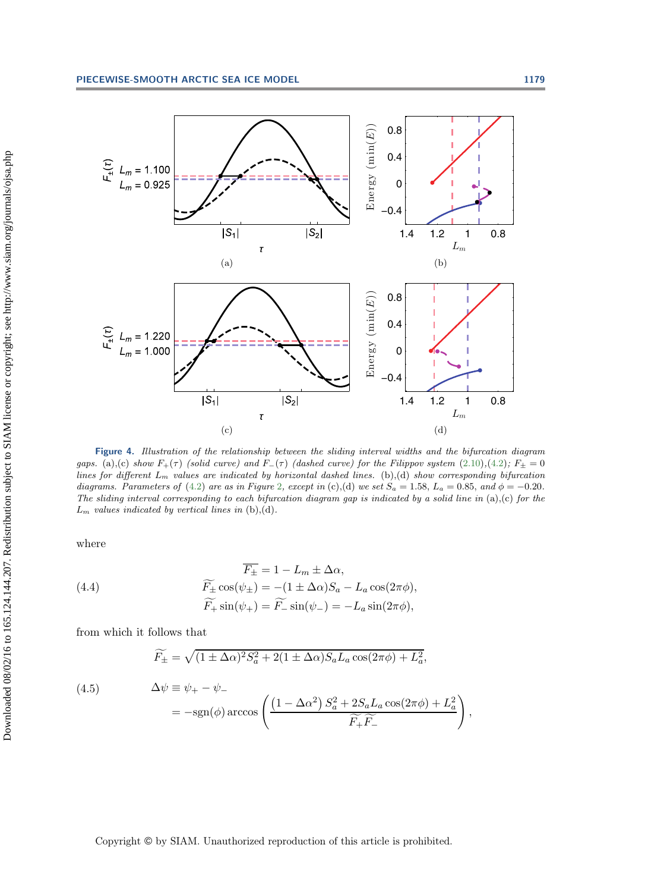**Figure 4.** *Illustration of the relationship between the sliding interval widths and the bifurcation diagram gaps.* (a),(c) *show* $F_+(\tau)$ *(solid curve) and* $F_-(\tau)$ *(dashed curve) for the Filippov system* (2.10),(4.2)*;* $F_\pm = 0$ *lines for different* $L_m$ *values are indicated by horizontal dashed lines.* (b),(d) *show corresponding bifurcation diagrams. Parameters of* (4.2) *are as in Figure* 2*, except in* (c),(d) *we set* $S_a = 1.58$*,* $L_a = 0.85$*, and* $\phi = -0.20$*. The sliding interval corresponding to each bifurcation diagram gap is indicated by a solid line in* (a),(c) *for the* $L_m$ *values indicated by vertical lines in* (b),(d)*.*

where

$$
\begin{aligned}
\overline{F_\pm} &= 1 - L_m \pm \Delta\alpha, \\
\widetilde{F_\pm}\cos(\psi_\pm) &= -(1 \pm \Delta\alpha) S_a - L_a \cos(2\pi\phi), \\
\widetilde{F_+}\sin(\psi_+) &= \widetilde{F_-}\sin(\psi_-) = -L_a \sin(2\pi\phi),
\end{aligned}
\tag{4.4}
$$

from which it follows that

$$
\begin{aligned}
\widetilde{F_\pm} &= \sqrt{(1 \pm \Delta\alpha)^2 S_a^2 + 2(1 \pm \Delta\alpha) S_a L_a \cos(2\pi\phi) + L_a^2}, \\
\Delta\psi &\equiv \psi_+ - \psi_- \\
&= -\mathrm{sgn}(\phi) \arccos\left( \frac{\left(1 - \Delta\alpha^2\right) S_a^2 + 2 S_a L_a \cos(2\pi\phi) + L_a^2}{\widetilde{F_+}\widetilde{F_-}} \right),
\end{aligned}
\tag{4.5}
$$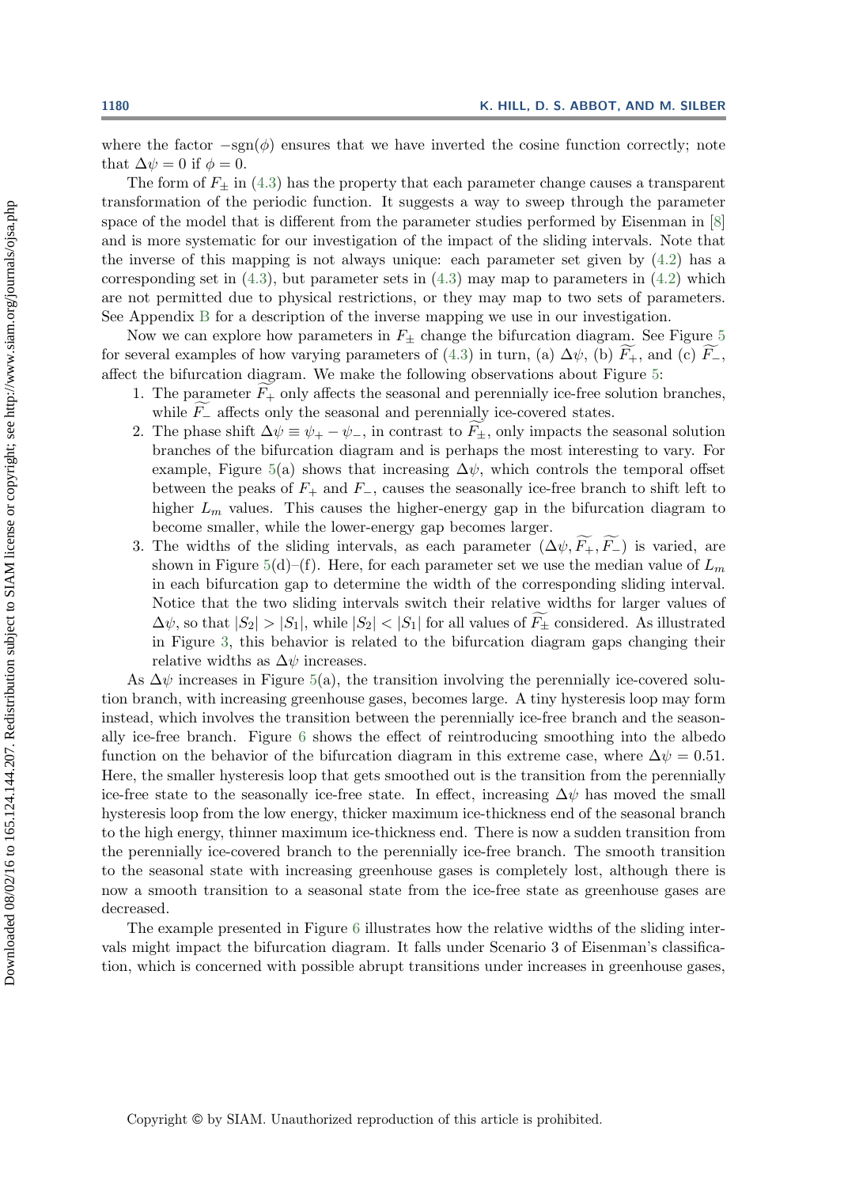where the factor $-\text{sgn}(\phi)$ ensures that we have inverted the cosine function correctly; note that $\Delta\psi = 0$ if $\phi = 0$.

The form of $F_\pm$ in (4.3) has the property that each parameter change causes a transparent transformation of the periodic function. It suggests a way to sweep through the parameter space of the model that is different from the parameter studies performed by Eisenman in [8] and is more systematic for our investigation of the impact of the sliding intervals. Note that the inverse of this mapping is not always unique: each parameter set given by (4.2) has a corresponding set in (4.3), but parameter sets in (4.3) may map to parameters in (4.2) which are not permitted due to physical restrictions, or they may map to two sets of parameters. See Appendix B for a description of the inverse mapping we use in our investigation.

Now we can explore how parameters in $F_\pm$ change the bifurcation diagram. See Figure 5 for several examples of how varying parameters of (4.3) in turn, (a) $\Delta\psi$, (b) $\widetilde{F_+}$, and (c) $\widetilde{F_-}$, affect the bifurcation diagram. We make the following observations about Figure 5:

1. The parameter $\widetilde{F_+}$ only affects the seasonal and perennially ice-free solution branches, while $\widetilde{F_-}$ affects only the seasonal and perennially ice-covered states.
2. The phase shift $\Delta\psi \equiv \psi_+ - \psi_-$, in contrast to $\widetilde{F_\pm}$, only impacts the seasonal solution branches of the bifurcation diagram and is perhaps the most interesting to vary. For example, Figure 5(a) shows that increasing $\Delta\psi$, which controls the temporal offset between the peaks of $F_+$ and $F_-$, causes the seasonally ice-free branch to shift left to higher $L_m$ values. This causes the higher-energy gap in the bifurcation diagram to become smaller, while the lower-energy gap becomes larger.
3. The widths of the sliding intervals, as each parameter $(\Delta\psi, \widetilde{F_+}, \widetilde{F_-})$ is varied, are shown in Figure 5(d)–(f). Here, for each parameter set we use the median value of $L_m$ in each bifurcation gap to determine the width of the corresponding sliding interval. Notice that the two sliding intervals switch their relative widths for larger values of $\Delta\psi$, so that $|S_2| > |S_1|$, while $|S_2| < |S_1|$ for all values of $\widetilde{F_\pm}$ considered. As illustrated in Figure 3, this behavior is related to the bifurcation diagram gaps changing their relative widths as $\Delta\psi$ increases.

As $\Delta\psi$ increases in Figure 5(a), the transition involving the perennially ice-covered solution branch, with increasing greenhouse gases, becomes large. A tiny hysteresis loop may form instead, which involves the transition between the perennially ice-free branch and the seasonally ice-free branch. Figure 6 shows the effect of reintroducing smoothing into the albedo function on the behavior of the bifurcation diagram in this extreme case, where $\Delta\psi = 0.51$. Here, the smaller hysteresis loop that gets smoothed out is the transition from the perennially ice-free state to the seasonally ice-free state. In effect, increasing $\Delta\psi$ has moved the small hysteresis loop from the low energy, thicker maximum ice-thickness end of the seasonal branch to the high energy, thinner maximum ice-thickness end. There is now a sudden transition from the perennially ice-covered branch to the perennially ice-free branch. The smooth transition to the seasonal state with increasing greenhouse gases is completely lost, although there is now a smooth transition to a seasonal state from the ice-free state as greenhouse gases are decreased.

The example presented in Figure 6 illustrates how the relative widths of the sliding intervals might impact the bifurcation diagram. It falls under Scenario 3 of Eisenman's classification, which is concerned with possible abrupt transitions under increases in greenhouse gases,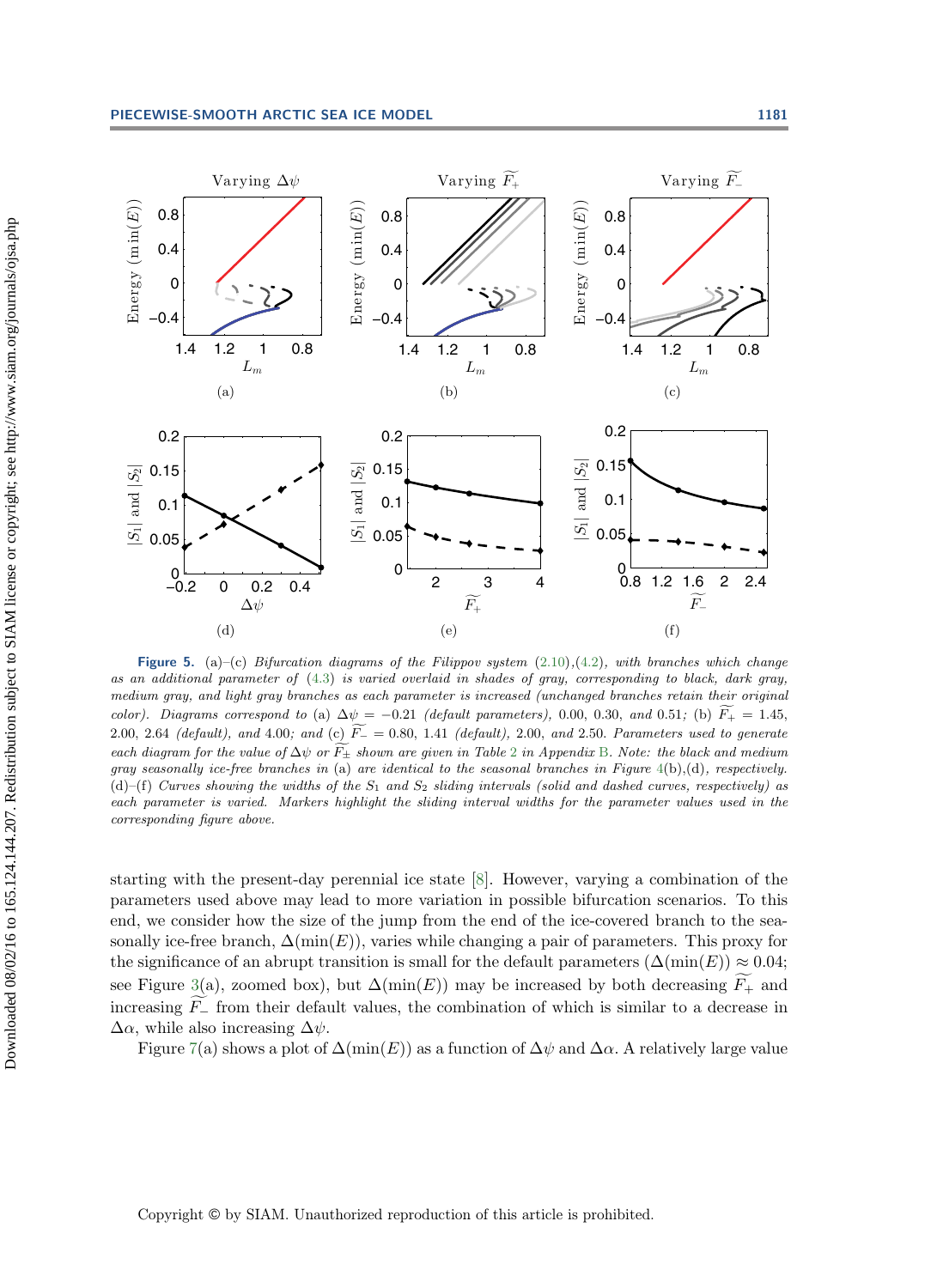**Figure 5.** (a)–(c) *Bifurcation diagrams of the Filippov system* (2.10),(4.2)*, with branches which change as an additional parameter of* (4.3) *is varied overlaid in shades of gray, corresponding to black, dark gray, medium gray, and light gray branches as each parameter is increased (unchanged branches retain their original color). Diagrams correspond to* (a) $\Delta\psi = -0.21$ *(default parameters),* 0.00, 0.30, *and* 0.51*;* (b) $\widetilde{F_+} = 1.45$, 2.00, 2.64 *(default), and* 4.00*; and* (c) $\widetilde{F_-} = 0.80$, 1.41 *(default),* 2.00, *and* 2.50*. Parameters used to generate each diagram for the value of* $\Delta\psi$ *or* $\widetilde{F_\pm}$ *shown are given in Table* 2 *in Appendix* B*. Note: the black and medium gray seasonally ice-free branches in* (a) *are identical to the seasonal branches in Figure* 4(b),(d)*, respectively.* (d)–(f) *Curves showing the widths of the* $S_1$ *and* $S_2$ *sliding intervals (solid and dashed curves, respectively) as each parameter is varied. Markers highlight the sliding interval widths for the parameter values used in the corresponding figure above.*

starting with the present-day perennial ice state [8]. However, varying a combination of the parameters used above may lead to more variation in possible bifurcation scenarios. To this end, we consider how the size of the jump from the end of the ice-covered branch to the seasonally ice-free branch, $\Delta(\min(E))$, varies while changing a pair of parameters. This proxy for the significance of an abrupt transition is small for the default parameters ($\Delta(\min(E)) \approx 0.04$; see Figure 3(a), zoomed box), but $\Delta(\min(E))$ may be increased by both decreasing $\widetilde{F_+}$ and increasing $\widetilde{F_-}$ from their default values, the combination of which is similar to a decrease in $\Delta\alpha$, while also increasing $\Delta\psi$.

Figure 7(a) shows a plot of $\Delta(\min(E))$ as a function of $\Delta\psi$ and $\Delta\alpha$. A relatively large value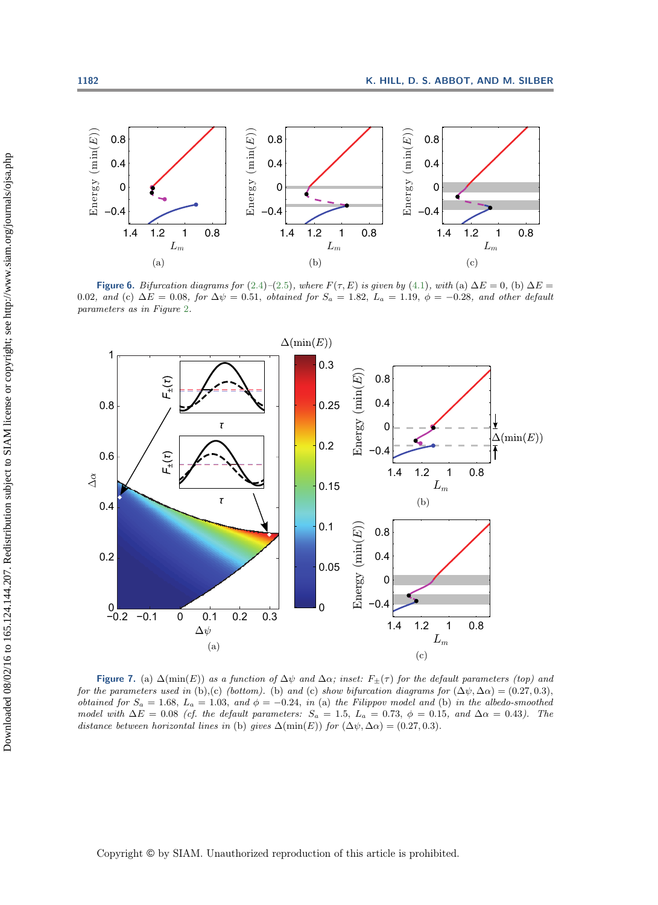**Figure 6.** *Bifurcation diagrams for (2.4)–(2.5), where $F(\tau, E)$ is given by (4.1), with* (a) $\Delta E = 0$, (b) $\Delta E = 0.02$, *and* (c) $\Delta E = 0.08$, *for* $\Delta\psi = 0.51$, *obtained for* $S_a = 1.82$, $L_a = 1.19$, $\phi = -0.28$, *and other default parameters as in Figure 2.*

**Figure 7.** (a) $\Delta(\min(E))$ *as a function of* $\Delta\psi$ *and* $\Delta\alpha$*; inset:* $F_{\pm}(\tau)$ *for the default parameters (top) and for the parameters used in* (b),(c) *(bottom).* (b) *and* (c) *show bifurcation diagrams for* $(\Delta\psi, \Delta\alpha) = (0.27, 0.3)$, *obtained for* $S_a = 1.68$, $L_a = 1.03$, *and* $\phi = -0.24$, *in* (a) *the Filippov model and* (b) *in the albedo-smoothed model with* $\Delta E = 0.08$ *(cf. the default parameters:* $S_a = 1.5$, $L_a = 0.73$, $\phi = 0.15$, *and* $\Delta\alpha = 0.43$*). The distance between horizontal lines in* (b) *gives* $\Delta(\min(E))$ *for* $(\Delta\psi, \Delta\alpha) = (0.27, 0.3)$.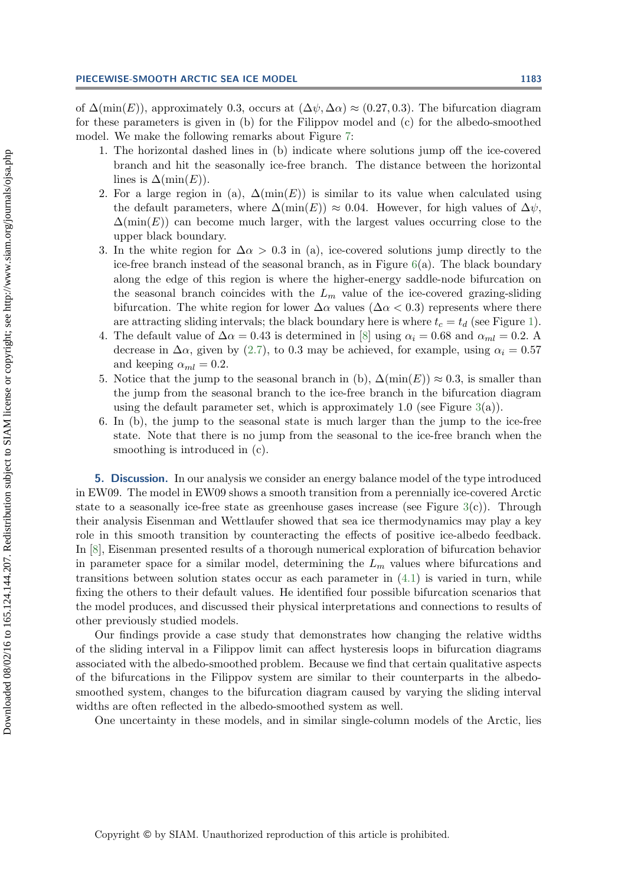of $\Delta(\min(E))$, approximately 0.3, occurs at $(\Delta\psi, \Delta\alpha) \approx (0.27, 0.3)$. The bifurcation diagram for these parameters is given in (b) for the Filippov model and (c) for the albedo-smoothed model. We make the following remarks about Figure 7:

1. The horizontal dashed lines in (b) indicate where solutions jump off the ice-covered branch and hit the seasonally ice-free branch. The distance between the horizontal lines is $\Delta(\min(E))$.
2. For a large region in (a), $\Delta(\min(E))$ is similar to its value when calculated using the default parameters, where $\Delta(\min(E)) \approx 0.04$. However, for high values of $\Delta\psi$, $\Delta(\min(E))$ can become much larger, with the largest values occurring close to the upper black boundary.
3. In the white region for $\Delta\alpha > 0.3$ in (a), ice-covered solutions jump directly to the ice-free branch instead of the seasonal branch, as in Figure 6(a). The black boundary along the edge of this region is where the higher-energy saddle-node bifurcation on the seasonal branch coincides with the $L_m$ value of the ice-covered grazing-sliding bifurcation. The white region for lower $\Delta\alpha$ values ($\Delta\alpha < 0.3$) represents where there are attracting sliding intervals; the black boundary here is where $t_c = t_d$ (see Figure 1).
4. The default value of $\Delta\alpha = 0.43$ is determined in [8] using $\alpha_i = 0.68$ and $\alpha_{ml} = 0.2$. A decrease in $\Delta\alpha$, given by (2.7), to 0.3 may be achieved, for example, using $\alpha_i = 0.57$ and keeping $\alpha_{ml} = 0.2$.
5. Notice that the jump to the seasonal branch in (b), $\Delta(\min(E)) \approx 0.3$, is smaller than the jump from the seasonal branch to the ice-free branch in the bifurcation diagram using the default parameter set, which is approximately 1.0 (see Figure 3(a)).
6. In (b), the jump to the seasonal state is much larger than the jump to the ice-free state. Note that there is no jump from the seasonal to the ice-free branch when the smoothing is introduced in (c).

## 5. Discussion.

In our analysis we consider an energy balance model of the type introduced in EW09. The model in EW09 shows a smooth transition from a perennially ice-covered Arctic state to a seasonally ice-free state as greenhouse gases increase (see Figure 3(c)). Through their analysis Eisenman and Wettlaufer showed that sea ice thermodynamics may play a key role in this smooth transition by counteracting the effects of positive ice-albedo feedback. In [8], Eisenman presented results of a thorough numerical exploration of bifurcation behavior in parameter space for a similar model, determining the $L_m$ values where bifurcations and transitions between solution states occur as each parameter in (4.1) is varied in turn, while fixing the others to their default values. He identified four possible bifurcation scenarios that the model produces, and discussed their physical interpretations and connections to results of other previously studied models.

Our findings provide a case study that demonstrates how changing the relative widths of the sliding interval in a Filippov limit can affect hysteresis loops in bifurcation diagrams associated with the albedo-smoothed problem. Because we find that certain qualitative aspects of the bifurcations in the Filippov system are similar to their counterparts in the albedo-smoothed system, changes to the bifurcation diagram caused by varying the sliding interval widths are often reflected in the albedo-smoothed system as well.

One uncertainty in these models, and in similar single-column models of the Arctic, lies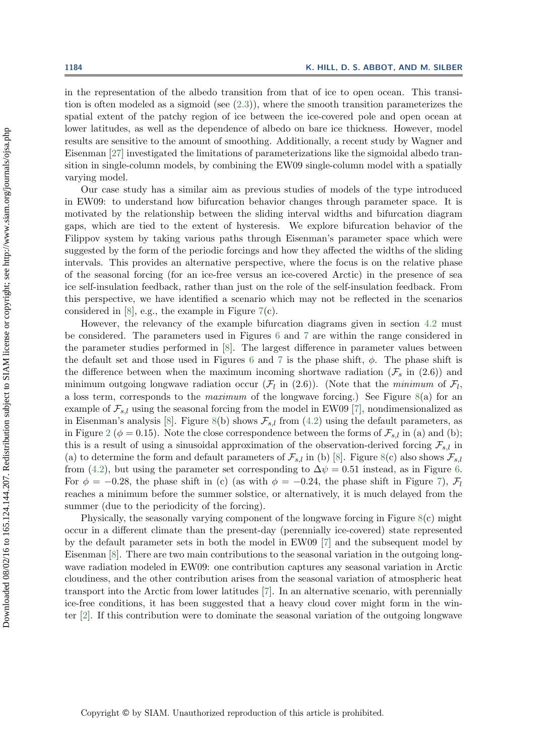in the representation of the albedo transition from that of ice to open ocean. This transition is often modeled as a sigmoid (see (2.3)), where the smooth transition parameterizes the spatial extent of the patchy region of ice between the ice-covered pole and open ocean at lower latitudes, as well as the dependence of albedo on bare ice thickness. However, model results are sensitive to the amount of smoothing. Additionally, a recent study by Wagner and Eisenman [27] investigated the limitations of parameterizations like the sigmoidal albedo transition in single-column models, by combining the EW09 single-column model with a spatially varying model.

Our case study has a similar aim as previous studies of models of the type introduced in EW09: to understand how bifurcation behavior changes through parameter space. It is motivated by the relationship between the sliding interval widths and bifurcation diagram gaps, which are tied to the extent of hysteresis. We explore bifurcation behavior of the Filippov system by taking various paths through Eisenman's parameter space which were suggested by the form of the periodic forcings and how they affected the widths of the sliding intervals. This provides an alternative perspective, where the focus is on the relative phase of the seasonal forcing (for an ice-free versus an ice-covered Arctic) in the presence of sea ice self-insulation feedback, rather than just on the role of the self-insulation feedback. From this perspective, we have identified a scenario which may not be reflected in the scenarios considered in [8], e.g., the example in Figure 7(c).

However, the relevancy of the example bifurcation diagrams given in section 4.2 must be considered. The parameters used in Figures 6 and 7 are within the range considered in the parameter studies performed in [8]. The largest difference in parameter values between the default set and those used in Figures 6 and 7 is the phase shift, $\phi$. The phase shift is the difference between when the maximum incoming shortwave radiation ($\mathcal{F}_s$ in (2.6)) and minimum outgoing longwave radiation occur ($\mathcal{F}_l$ in (2.6)). (Note that the *minimum* of $\mathcal{F}_l$, a loss term, corresponds to the *maximum* of the longwave forcing.) See Figure 8(a) for an example of $\mathcal{F}_{s,l}$ using the seasonal forcing from the model in EW09 [7], nondimensionalized as in Eisenman's analysis [8]. Figure 8(b) shows $\mathcal{F}_{s,l}$ from (4.2) using the default parameters, as in Figure 2 ($\phi = 0.15$). Note the close correspondence between the forms of $\mathcal{F}_{s,l}$ in (a) and (b); this is a result of using a sinusoidal approximation of the observation-derived forcing $\mathcal{F}_{s,l}$ in (a) to determine the form and default parameters of $\mathcal{F}_{s,l}$ in (b) [8]. Figure 8(c) also shows $\mathcal{F}_{s,l}$ from (4.2), but using the parameter set corresponding to $\Delta\psi = 0.51$ instead, as in Figure 6. For $\phi = -0.28$, the phase shift in (c) (as with $\phi = -0.24$, the phase shift in Figure 7), $\mathcal{F}_l$ reaches a minimum before the summer solstice, or alternatively, it is much delayed from the summer (due to the periodicity of the forcing).

Physically, the seasonally varying component of the longwave forcing in Figure 8(c) might occur in a different climate than the present-day (perennially ice-covered) state represented by the default parameter sets in both the model in EW09 [7] and the subsequent model by Eisenman [8]. There are two main contributions to the seasonal variation in the outgoing longwave radiation modeled in EW09: one contribution captures any seasonal variation in Arctic cloudiness, and the other contribution arises from the seasonal variation of atmospheric heat transport into the Arctic from lower latitudes [7]. In an alternative scenario, with perennially ice-free conditions, it has been suggested that a heavy cloud cover might form in the winter [2]. If this contribution were to dominate the seasonal variation of the outgoing longwave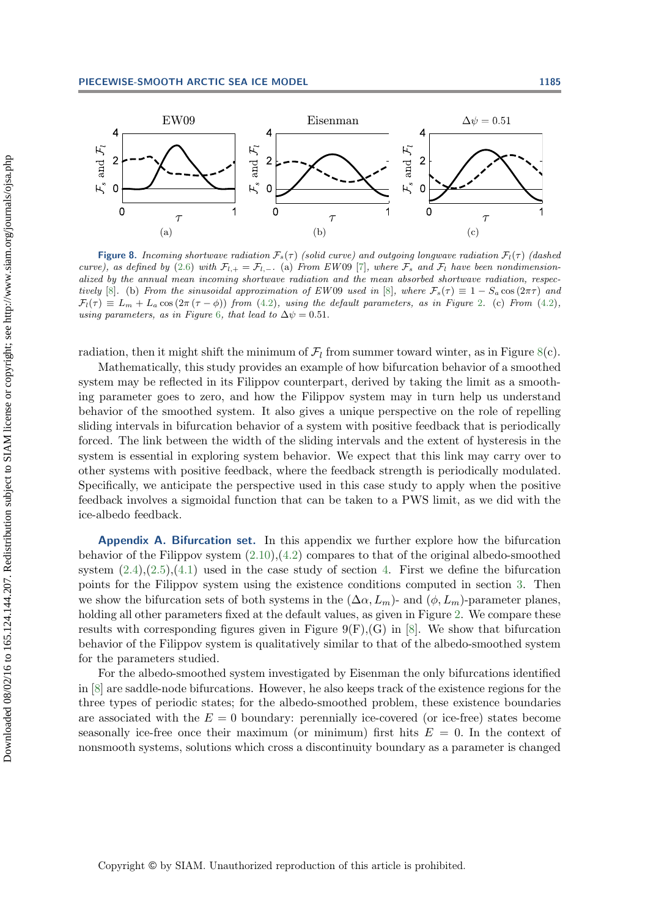**Figure 8.** *Incoming shortwave radiation $\mathcal{F}_s(\tau)$ (solid curve) and outgoing longwave radiation $\mathcal{F}_l(\tau)$ (dashed curve), as defined by (2.6) with $\mathcal{F}_{l,+} = \mathcal{F}_{l,-}$. (a) From EW09 [7], where $\mathcal{F}_s$ and $\mathcal{F}_l$ have been nondimensionalized by the annual mean incoming shortwave radiation and the mean absorbed shortwave radiation, respectively [8]. (b) From the sinusoidal approximation of EW09 used in [8], where $\mathcal{F}_s(\tau) \equiv 1 - S_a \cos(2\pi\tau)$ and $\mathcal{F}_l(\tau) \equiv L_m + L_a \cos(2\pi(\tau - \phi))$ from (4.2), using the default parameters, as in Figure 2. (c) From (4.2), using parameters, as in Figure 6, that lead to $\Delta\psi = 0.51$.*

radiation, then it might shift the minimum of $\mathcal{F}_l$ from summer toward winter, as in Figure 8(c).

Mathematically, this study provides an example of how bifurcation behavior of a smoothed system may be reflected in its Filippov counterpart, derived by taking the limit as a smoothing parameter goes to zero, and how the Filippov system may in turn help us understand behavior of the smoothed system. It also gives a unique perspective on the role of repelling sliding intervals in bifurcation behavior of a system with positive feedback that is periodically forced. The link between the width of the sliding intervals and the extent of hysteresis in the system is essential in exploring system behavior. We expect that this link may carry over to other systems with positive feedback, where the feedback strength is periodically modulated. Specifically, we anticipate the perspective used in this case study to apply when the positive feedback involves a sigmoidal function that can be taken to a PWS limit, as we did with the ice-albedo feedback.

## Appendix A. Bifurcation set.

In this appendix we further explore how the bifurcation behavior of the Filippov system (2.10),(4.2) compares to that of the original albedo-smoothed system (2.4),(2.5),(4.1) used in the case study of section 4. First we define the bifurcation points for the Filippov system using the existence conditions computed in section 3. Then we show the bifurcation sets of both systems in the $(\Delta\alpha, L_m)$- and $(\phi, L_m)$-parameter planes, holding all other parameters fixed at the default values, as given in Figure 2. We compare these results with corresponding figures given in Figure 9(F),(G) in [8]. We show that bifurcation behavior of the Filippov system is qualitatively similar to that of the albedo-smoothed system for the parameters studied.

For the albedo-smoothed system investigated by Eisenman the only bifurcations identified in [8] are saddle-node bifurcations. However, he also keeps track of the existence regions for the three types of periodic states; for the albedo-smoothed problem, these existence boundaries are associated with the $E = 0$ boundary: perennially ice-covered (or ice-free) states become seasonally ice-free once their maximum (or minimum) first hits $E = 0$. In the context of nonsmooth systems, solutions which cross a discontinuity boundary as a parameter is changed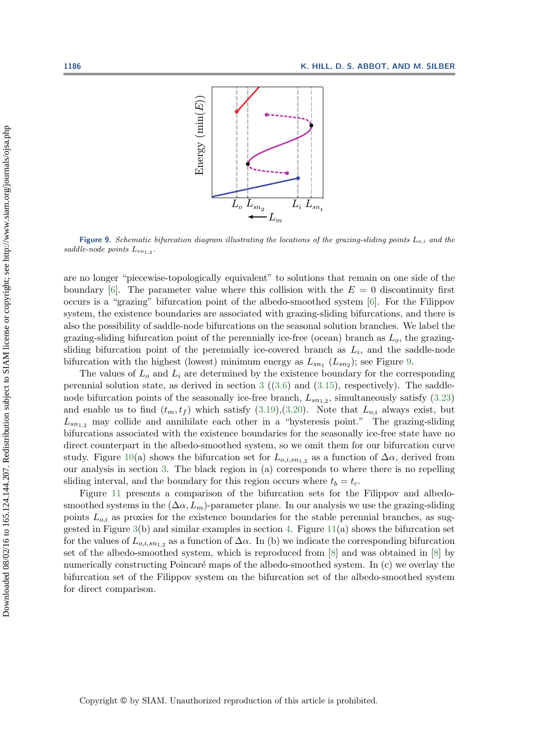**Figure 9.** *Schematic bifurcation diagram illustrating the locations of the grazing-sliding points $L_{o,i}$ and the saddle-node points $L_{sn_{1,2}}$.*

are no longer "piecewise-topologically equivalent" to solutions that remain on one side of the boundary [6]. The parameter value where this collision with the $E = 0$ discontinuity first occurs is a "grazing" bifurcation point of the albedo-smoothed system [6]. For the Filippov system, the existence boundaries are associated with grazing-sliding bifurcations, and there is also the possibility of saddle-node bifurcations on the seasonal solution branches. We label the grazing-sliding bifurcation point of the perennially ice-free (ocean) branch as $L_o$, the grazing-sliding bifurcation point of the perennially ice-covered branch as $L_i$, and the saddle-node bifurcation with the highest (lowest) minimum energy as $L_{sn_1}$ ($L_{sn_2}$); see Figure 9.

The values of $L_o$ and $L_i$ are determined by the existence boundary for the corresponding perennial solution state, as derived in section 3 ((3.6) and (3.15), respectively). The saddle-node bifurcation points of the seasonally ice-free branch, $L_{sn_{1,2}}$, simultaneously satisfy (3.23) and enable us to find $(t_m, t_f)$ which satisfy (3.19),(3.20). Note that $L_{o,i}$ always exist, but $L_{sn_{1,2}}$ may collide and annihilate each other in a "hysteresis point." The grazing-sliding bifurcations associated with the existence boundaries for the seasonally ice-free state have no direct counterpart in the albedo-smoothed system, so we omit them for our bifurcation curve study. Figure 10(a) shows the bifurcation set for $L_{o,i,sn_{1,2}}$ as a function of $\Delta\alpha$, derived from our analysis in section 3. The black region in (a) corresponds to where there is no repelling sliding interval, and the boundary for this region occurs where $t_b = t_c$.

Figure 11 presents a comparison of the bifurcation sets for the Filippov and albedo-smoothed systems in the $(\Delta\alpha, L_m)$-parameter plane. In our analysis we use the grazing-sliding points $L_{o,i}$ as proxies for the existence boundaries for the stable perennial branches, as suggested in Figure 3(b) and similar examples in section 4. Figure 11(a) shows the bifurcation set for the values of $L_{o,i,sn_{1,2}}$ as a function of $\Delta\alpha$. In (b) we indicate the corresponding bifurcation set of the albedo-smoothed system, which is reproduced from [8] and was obtained in [8] by numerically constructing Poincaré maps of the albedo-smoothed system. In (c) we overlay the bifurcation set of the Filippov system on the bifurcation set of the albedo-smoothed system for direct comparison.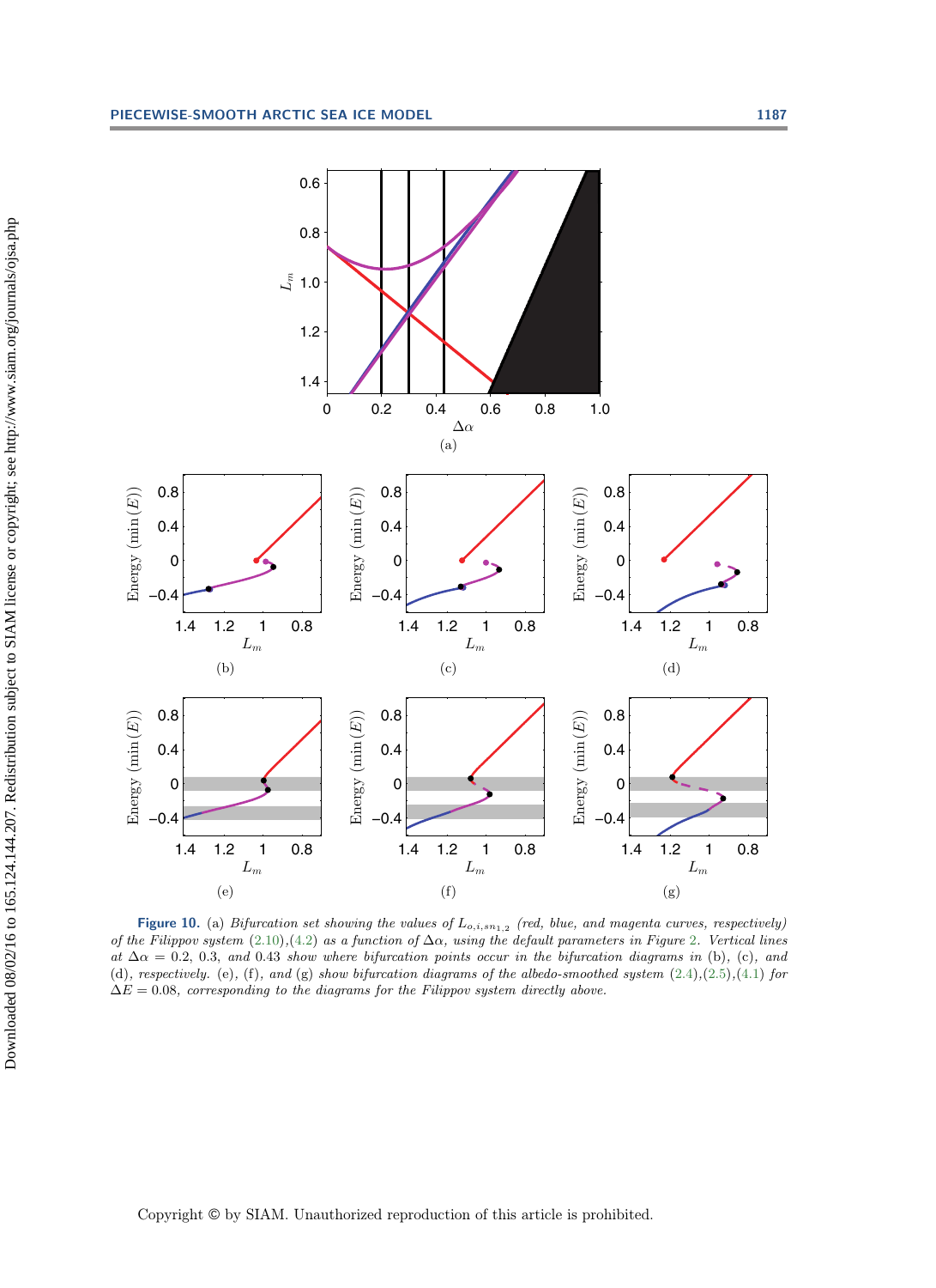**Figure 10.** (a) *Bifurcation set showing the values of $L_{o,i,sn_{1,2}}$ (red, blue, and magenta curves, respectively) of the Filippov system* (2.10),(4.2) *as a function of $\Delta\alpha$, using the default parameters in Figure* 2*. Vertical lines at $\Delta\alpha = 0.2$, 0.3, and 0.43 show where bifurcation points occur in the bifurcation diagrams in* (b), (c), *and* (d), *respectively.* (e), (f), *and* (g) *show bifurcation diagrams of the albedo-smoothed system* (2.4),(2.5),(4.1) *for $\Delta E = 0.08$, corresponding to the diagrams for the Filippov system directly above.*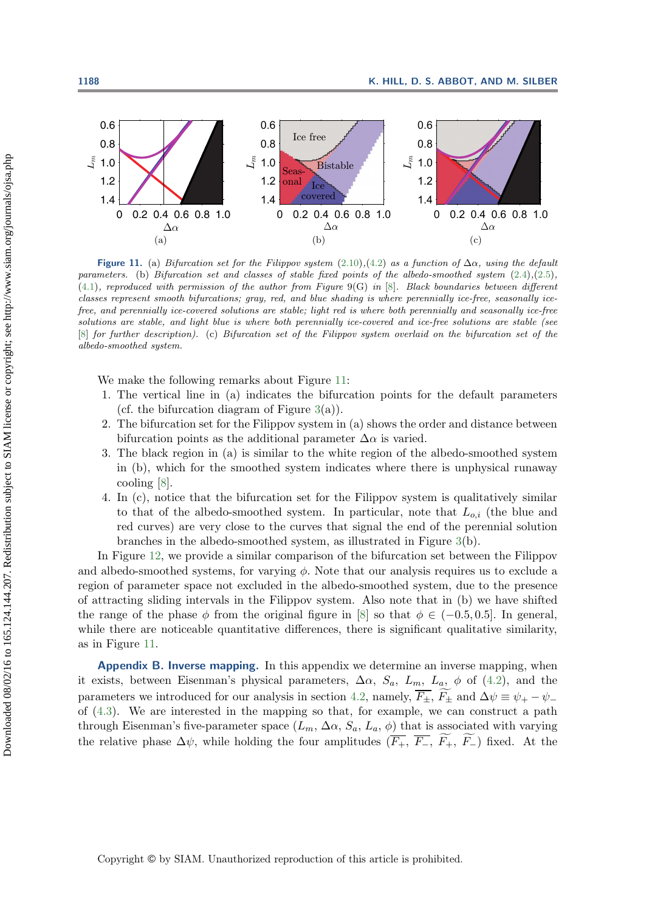**Figure 11.** *(a) Bifurcation set for the Filippov system (2.10),(4.2) as a function of $\Delta\alpha$, using the default parameters. (b) Bifurcation set and classes of stable fixed points of the albedo-smoothed system (2.4),(2.5), (4.1), reproduced with permission of the author from Figure 9(G) in [8]. Black boundaries between different classes represent smooth bifurcations; gray, red, and blue shading is where perennially ice-free, seasonally ice-free, and perennially ice-covered solutions are stable; light red is where both perennially and seasonally ice-free solutions are stable, and light blue is where both perennially ice-covered and ice-free solutions are stable (see [8] for further description). (c) Bifurcation set of the Filippov system overlaid on the bifurcation set of the albedo-smoothed system.*

We make the following remarks about Figure 11:

1. The vertical line in (a) indicates the bifurcation points for the default parameters (cf. the bifurcation diagram of Figure 3(a)).
2. The bifurcation set for the Filippov system in (a) shows the order and distance between bifurcation points as the additional parameter $\Delta\alpha$ is varied.
3. The black region in (a) is similar to the white region of the albedo-smoothed system in (b), which for the smoothed system indicates where there is unphysical runaway cooling [8].
4. In (c), notice that the bifurcation set for the Filippov system is qualitatively similar to that of the albedo-smoothed system. In particular, note that $L_{o,i}$ (the blue and red curves) are very close to the curves that signal the end of the perennial solution branches in the albedo-smoothed system, as illustrated in Figure 3(b).

In Figure 12, we provide a similar comparison of the bifurcation set between the Filippov and albedo-smoothed systems, for varying $\phi$. Note that our analysis requires us to exclude a region of parameter space not excluded in the albedo-smoothed system, due to the presence of attracting sliding intervals in the Filippov system. Also note that in (b) we have shifted the range of the phase $\phi$ from the original figure in [8] so that $\phi \in (-0.5, 0.5]$. In general, while there are noticeable quantitative differences, there is significant qualitative similarity, as in Figure 11.

**Appendix B. Inverse mapping.** In this appendix we determine an inverse mapping, when it exists, between Eisenman's physical parameters, $\Delta\alpha$, $S_a$, $L_m$, $L_a$, $\phi$ of (4.2), and the parameters we introduced for our analysis in section 4.2, namely, $\overline{F_\pm}$, $\widetilde{F_\pm}$ and $\Delta\psi \equiv \psi_+ - \psi_-$ of (4.3). We are interested in the mapping so that, for example, we can construct a path through Eisenman's five-parameter space ($L_m$, $\Delta\alpha$, $S_a$, $L_a$, $\phi$) that is associated with varying the relative phase $\Delta\psi$, while holding the four amplitudes ($\overline{F_+}$, $\overline{F_-}$, $\widetilde{F_+}$, $\widetilde{F_-}$) fixed. At the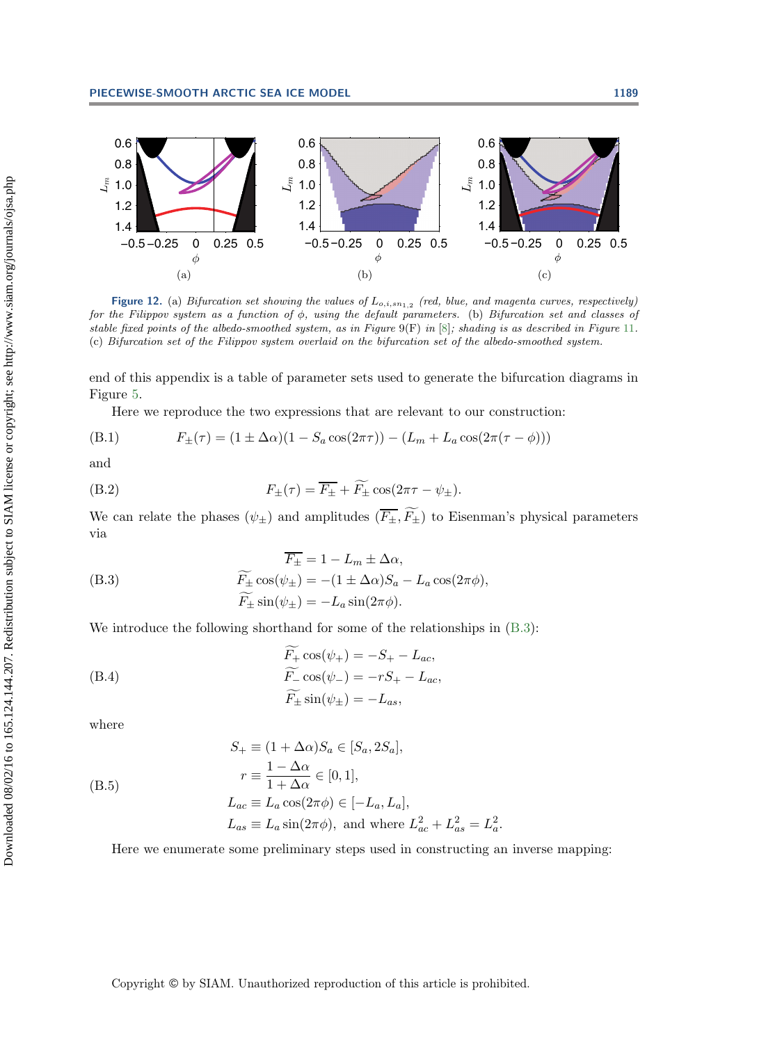**Figure 12.** (a) *Bifurcation set showing the values of $L_{o,i,sn_{1,2}}$ (red, blue, and magenta curves, respectively) for the Filippov system as a function of $\phi$, using the default parameters.* (b) *Bifurcation set and classes of stable fixed points of the albedo-smoothed system, as in Figure* 9(F) *in* [8]*; shading is as described in Figure* 11. (c) *Bifurcation set of the Filippov system overlaid on the bifurcation set of the albedo-smoothed system.*

end of this appendix is a table of parameter sets used to generate the bifurcation diagrams in Figure 5.

Here we reproduce the two expressions that are relevant to our construction:

$$F_\pm(\tau) = (1 \pm \Delta\alpha)(1 - S_a \cos(2\pi\tau)) - (L_m + L_a \cos(2\pi(\tau - \phi))) \tag{B.1}$$

and

$$F_\pm(\tau) = \overline{F_\pm} + \widetilde{F_\pm} \cos(2\pi\tau - \psi_\pm). \tag{B.2}$$

We can relate the phases ($\psi_\pm$) and amplitudes ($\overline{F_\pm}, \widetilde{F_\pm}$) to Eisenman's physical parameters via

$$\begin{aligned} \overline{F_\pm} &= 1 - L_m \pm \Delta\alpha, \\ \widetilde{F_\pm} \cos(\psi_\pm) &= -(1 \pm \Delta\alpha)S_a - L_a \cos(2\pi\phi), \\ \widetilde{F_\pm} \sin(\psi_\pm) &= -L_a \sin(2\pi\phi). \end{aligned} \tag{B.3}$$

We introduce the following shorthand for some of the relationships in (B.3):

$$\begin{aligned} \widetilde{F_+} \cos(\psi_+) &= -S_+ - L_{ac}, \\ \widetilde{F_-} \cos(\psi_-) &= -rS_+ - L_{ac}, \\ \widetilde{F_\pm} \sin(\psi_\pm) &= -L_{as}, \end{aligned} \tag{B.4}$$

where

$$\begin{aligned} S_+ &\equiv (1 + \Delta\alpha)S_a \in [S_a, 2S_a], \\ r &\equiv \frac{1 - \Delta\alpha}{1 + \Delta\alpha} \in [0, 1], \\ L_{ac} &\equiv L_a \cos(2\pi\phi) \in [-L_a, L_a], \\ L_{as} &\equiv L_a \sin(2\pi\phi), \text{ and where } L_{ac}^2 + L_{as}^2 = L_a^2. \end{aligned} \tag{B.5}$$

Here we enumerate some preliminary steps used in constructing an inverse mapping: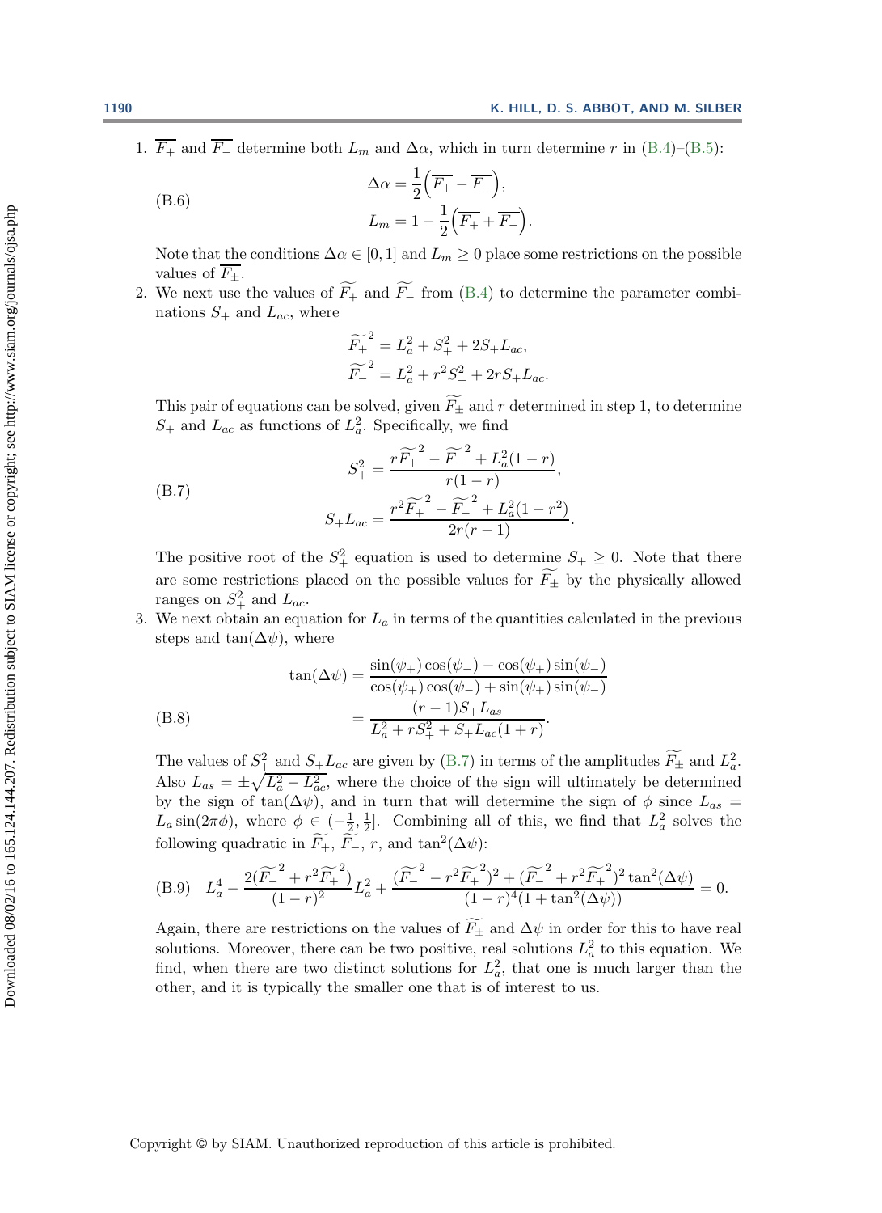1. $\overline{F_+}$ and $\overline{F_-}$ determine both $L_m$ and $\Delta\alpha$, which in turn determine $r$ in (B.4)–(B.5):

$$\Delta\alpha = \frac{1}{2}\left(\overline{F_+} - \overline{F_-}\right), \qquad \text{(B.6)}$$
$$L_m = 1 - \frac{1}{2}\left(\overline{F_+} + \overline{F_-}\right).$$

Note that the conditions $\Delta\alpha \in [0, 1]$ and $L_m \geq 0$ place some restrictions on the possible values of $\overline{F_\pm}$.

2. We next use the values of $\widetilde{F_+}$ and $\widetilde{F_-}$ from (B.4) to determine the parameter combinations $S_+$ and $L_{ac}$, where

$$\widetilde{F_+}^2 = L_a^2 + S_+^2 + 2S_+L_{ac},$$
$$\widetilde{F_-}^2 = L_a^2 + r^2S_+^2 + 2rS_+L_{ac}.$$

This pair of equations can be solved, given $\widetilde{F_\pm}$ and $r$ determined in step 1, to determine $S_+$ and $L_{ac}$ as functions of $L_a^2$. Specifically, we find

$$S_+^2 = \frac{r\widetilde{F_+}^2 - \widetilde{F_-}^2 + L_a^2(1-r)}{r(1-r)}, \qquad \text{(B.7)}$$
$$S_+L_{ac} = \frac{r^2\widetilde{F_+}^2 - \widetilde{F_-}^2 + L_a^2(1-r^2)}{2r(r-1)}.$$

The positive root of the $S_+^2$ equation is used to determine $S_+ \geq 0$. Note that there are some restrictions placed on the possible values for $\widetilde{F_\pm}$ by the physically allowed ranges on $S_+^2$ and $L_{ac}$.

3. We next obtain an equation for $L_a$ in terms of the quantities calculated in the previous steps and $\tan(\Delta\psi)$, where

$$\tan(\Delta\psi) = \frac{\sin(\psi_+)\cos(\psi_-) - \cos(\psi_+)\sin(\psi_-)}{\cos(\psi_+)\cos(\psi_-) + \sin(\psi_+)\sin(\psi_-)}$$
$$= \frac{(r-1)S_+L_{as}}{L_a^2 + rS_+^2 + S_+L_{ac}(1+r)}. \qquad \text{(B.8)}$$

The values of $S_+^2$ and $S_+L_{ac}$ are given by (B.7) in terms of the amplitudes $\widetilde{F_\pm}$ and $L_a^2$. Also $L_{as} = \pm\sqrt{L_a^2 - L_{ac}^2}$, where the choice of the sign will ultimately be determined by the sign of $\tan(\Delta\psi)$, and in turn that will determine the sign of $\phi$ since $L_{as} = L_a \sin(2\pi\phi)$, where $\phi \in (-\frac{1}{2}, \frac{1}{2}]$. Combining all of this, we find that $L_a^2$ solves the following quadratic in $\widetilde{F_+}$, $\widetilde{F_-}$, $r$, and $\tan^2(\Delta\psi)$:

$$L_a^4 - \frac{2(\widetilde{F_-}^2 + r^2\widetilde{F_+}^2)}{(1-r)^2}L_a^2 + \frac{(\widetilde{F_-}^2 - r^2\widetilde{F_+}^2)^2 + (\widetilde{F_-}^2 + r^2\widetilde{F_+}^2)^2\tan^2(\Delta\psi)}{(1-r)^4(1+\tan^2(\Delta\psi))} = 0. \qquad \text{(B.9)}$$

Again, there are restrictions on the values of $\widetilde{F_\pm}$ and $\Delta\psi$ in order for this to have real solutions. Moreover, there can be two positive, real solutions $L_a^2$ to this equation. We find, when there are two distinct solutions for $L_a^2$, that one is much larger than the other, and it is typically the smaller one that is of interest to us.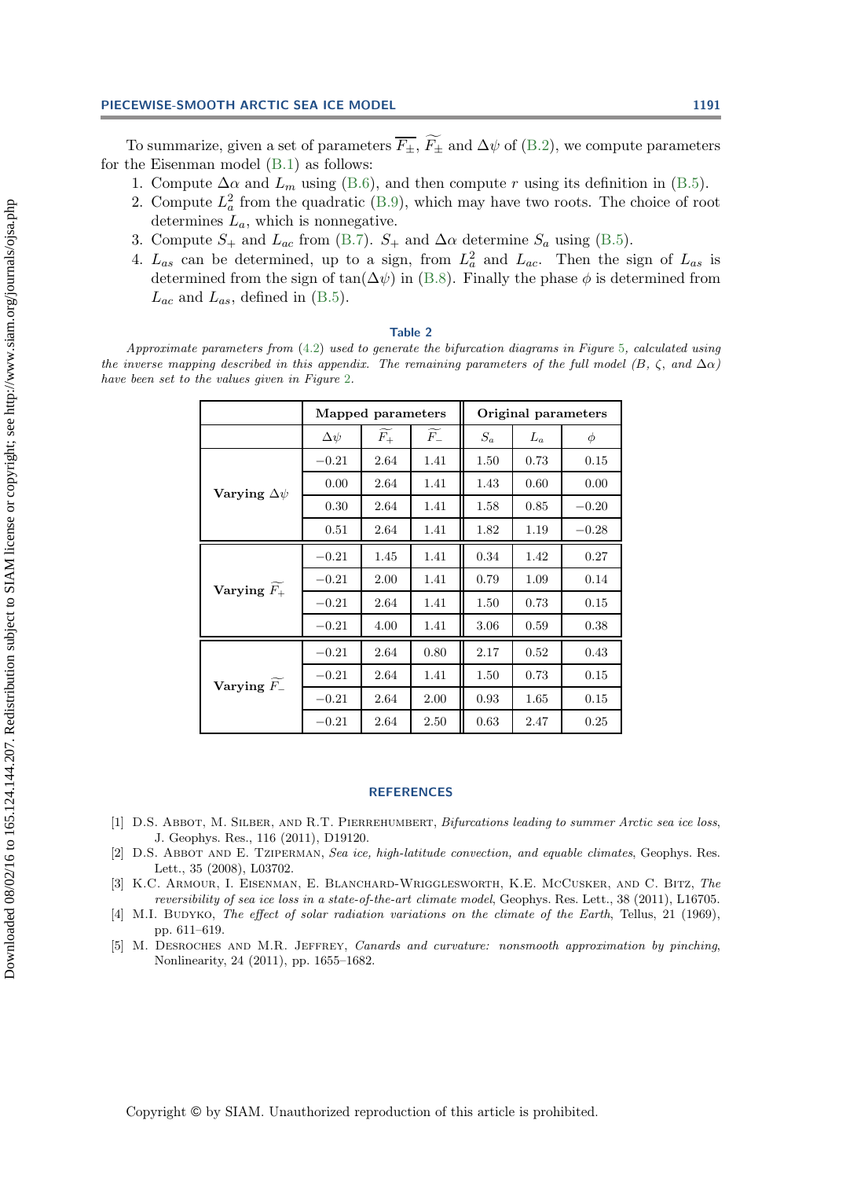To summarize, given a set of parameters $\overline{F_{\pm}}$, $\widetilde{F_{\pm}}$ and $\Delta\psi$ of (B.2), we compute parameters for the Eisenman model (B.1) as follows:

1. Compute $\Delta\alpha$ and $L_m$ using (B.6), and then compute $r$ using its definition in (B.5).
2. Compute $L_a^2$ from the quadratic (B.9), which may have two roots. The choice of root determines $L_a$, which is nonnegative.
3. Compute $S_+$ and $L_{ac}$ from (B.7). $S_+$ and $\Delta\alpha$ determine $S_a$ using (B.5).
4. $L_{as}$ can be determined, up to a sign, from $L_a^2$ and $L_{ac}$. Then the sign of $L_{as}$ is determined from the sign of $\tan(\Delta\psi)$ in (B.8). Finally the phase $\phi$ is determined from $L_{ac}$ and $L_{as}$, defined in (B.5).

**Table 2**

*Approximate parameters from (4.2) used to generate the bifurcation diagrams in Figure 5, calculated using the inverse mapping described in this appendix. The remaining parameters of the full model ($B$, $\zeta$, and $\Delta\alpha$) have been set to the values given in Figure 2.*

| | Mapped parameters | | | Original parameters | | |
|---|---|---|---|---|---|---|
| | $\Delta\psi$ | $\widetilde{F_+}$ | $\widetilde{F_-}$ | $S_a$ | $L_a$ | $\phi$ |
| **Varying $\Delta\psi$** | $-0.21$ | 2.64 | 1.41 | 1.50 | 0.73 | 0.15 |
| | 0.00 | 2.64 | 1.41 | 1.43 | 0.60 | 0.00 |
| | 0.30 | 2.64 | 1.41 | 1.58 | 0.85 | $-0.20$ |
| | 0.51 | 2.64 | 1.41 | 1.82 | 1.19 | $-0.28$ |
| **Varying $\widetilde{F_+}$** | $-0.21$ | 1.45 | 1.41 | 0.34 | 1.42 | 0.27 |
| | $-0.21$ | 2.00 | 1.41 | 0.79 | 1.09 | 0.14 |
| | $-0.21$ | 2.64 | 1.41 | 1.50 | 0.73 | 0.15 |
| | $-0.21$ | 4.00 | 1.41 | 3.06 | 0.59 | 0.38 |
| **Varying $\widetilde{F_-}$** | $-0.21$ | 2.64 | 0.80 | 2.17 | 0.52 | 0.43 |
| | $-0.21$ | 2.64 | 1.41 | 1.50 | 0.73 | 0.15 |
| | $-0.21$ | 2.64 | 2.00 | 0.93 | 1.65 | 0.15 |
| | $-0.21$ | 2.64 | 2.50 | 0.63 | 2.47 | 0.25 |

## REFERENCES

[1] D.S. Abbot, M. Silber, and R.T. Pierrehumbert, *Bifurcations leading to summer Arctic sea ice loss*, J. Geophys. Res., 116 (2011), D19120.

[2] D.S. Abbot and E. Tziperman, *Sea ice, high-latitude convection, and equable climates*, Geophys. Res. Lett., 35 (2008), L03702.

[3] K.C. Armour, I. Eisenman, E. Blanchard-Wrigglesworth, K.E. McCusker, and C. Bitz, *The reversibility of sea ice loss in a state-of-the-art climate model*, Geophys. Res. Lett., 38 (2011), L16705.

[4] M.I. Budyko, *The effect of solar radiation variations on the climate of the Earth*, Tellus, 21 (1969), pp. 611–619.

[5] M. Desroches and M.R. Jeffrey, *Canards and curvature: nonsmooth approximation by pinching*, Nonlinearity, 24 (2011), pp. 1655–1682.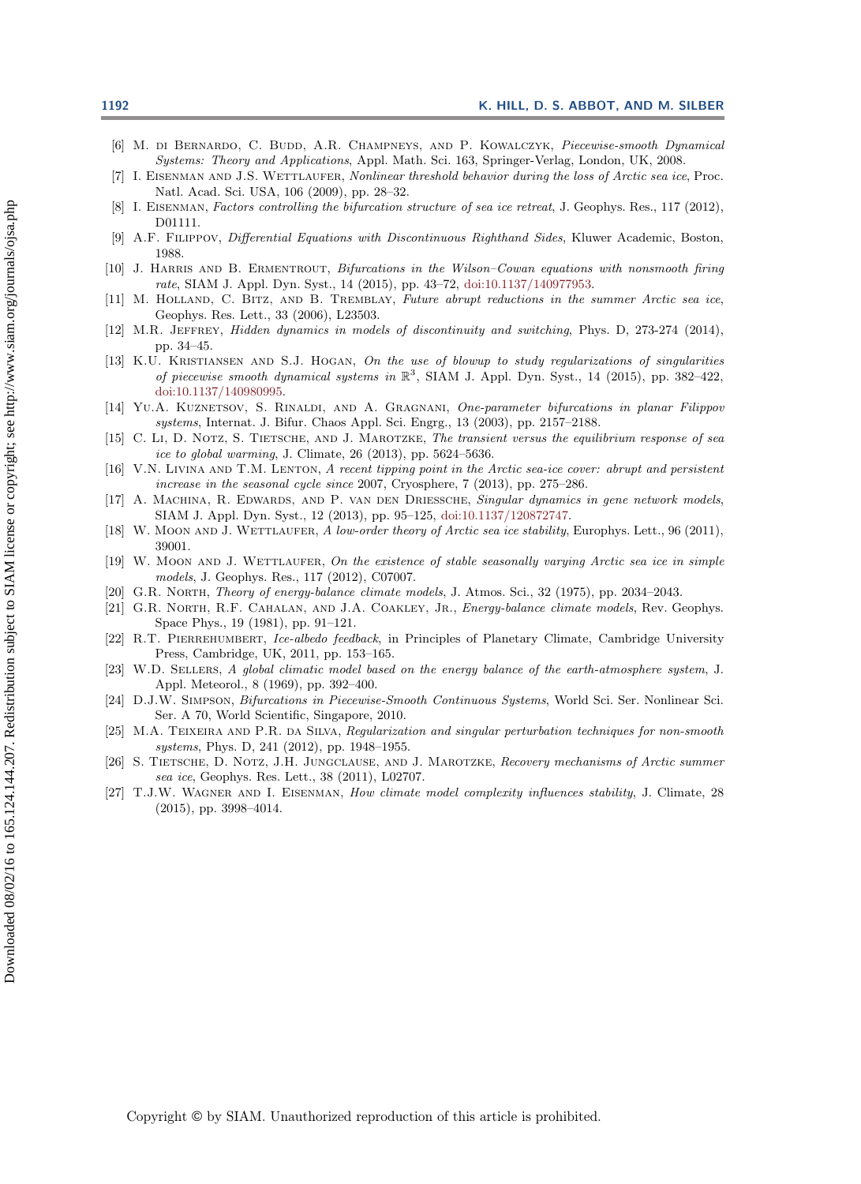[6] M. di Bernardo, C. Budd, A.R. Champneys, and P. Kowalczyk, *Piecewise-smooth Dynamical Systems: Theory and Applications*, Appl. Math. Sci. 163, Springer-Verlag, London, UK, 2008.

[7] I. Eisenman and J.S. Wettlaufer, *Nonlinear threshold behavior during the loss of Arctic sea ice*, Proc. Natl. Acad. Sci. USA, 106 (2009), pp. 28–32.

[8] I. Eisenman, *Factors controlling the bifurcation structure of sea ice retreat*, J. Geophys. Res., 117 (2012), D01111.

[9] A.F. Filippov, *Differential Equations with Discontinuous Righthand Sides*, Kluwer Academic, Boston, 1988.

[10] J. Harris and B. Ermentrout, *Bifurcations in the Wilson–Cowan equations with nonsmooth firing rate*, SIAM J. Appl. Dyn. Syst., 14 (2015), pp. 43–72, doi:10.1137/140977953.

[11] M. Holland, C. Bitz, and B. Tremblay, *Future abrupt reductions in the summer Arctic sea ice*, Geophys. Res. Lett., 33 (2006), L23503.

[12] M.R. Jeffrey, *Hidden dynamics in models of discontinuity and switching*, Phys. D, 273-274 (2014), pp. 34–45.

[13] K.U. Kristiansen and S.J. Hogan, *On the use of blowup to study regularizations of singularities of piecewise smooth dynamical systems in* $\mathbb{R}^3$, SIAM J. Appl. Dyn. Syst., 14 (2015), pp. 382–422, doi:10.1137/140980995.

[14] Yu.A. Kuznetsov, S. Rinaldi, and A. Gragnani, *One-parameter bifurcations in planar Filippov systems*, Internat. J. Bifur. Chaos Appl. Sci. Engrg., 13 (2003), pp. 2157–2188.

[15] C. Li, D. Notz, S. Tietsche, and J. Marotzke, *The transient versus the equilibrium response of sea ice to global warming*, J. Climate, 26 (2013), pp. 5624–5636.

[16] V.N. Livina and T.M. Lenton, *A recent tipping point in the Arctic sea-ice cover: abrupt and persistent increase in the seasonal cycle since* 2007, Cryosphere, 7 (2013), pp. 275–286.

[17] A. Machina, R. Edwards, and P. van den Driessche, *Singular dynamics in gene network models*, SIAM J. Appl. Dyn. Syst., 12 (2013), pp. 95–125, doi:10.1137/120872747.

[18] W. Moon and J. Wettlaufer, *A low-order theory of Arctic sea ice stability*, Europhys. Lett., 96 (2011), 39001.

[19] W. Moon and J. Wettlaufer, *On the existence of stable seasonally varying Arctic sea ice in simple models*, J. Geophys. Res., 117 (2012), C07007.

[20] G.R. North, *Theory of energy-balance climate models*, J. Atmos. Sci., 32 (1975), pp. 2034–2043.

[21] G.R. North, R.F. Cahalan, and J.A. Coakley, Jr., *Energy-balance climate models*, Rev. Geophys. Space Phys., 19 (1981), pp. 91–121.

[22] R.T. Pierrehumbert, *Ice-albedo feedback*, in Principles of Planetary Climate, Cambridge University Press, Cambridge, UK, 2011, pp. 153–165.

[23] W.D. Sellers, *A global climatic model based on the energy balance of the earth-atmosphere system*, J. Appl. Meteorol., 8 (1969), pp. 392–400.

[24] D.J.W. Simpson, *Bifurcations in Piecewise-Smooth Continuous Systems*, World Sci. Ser. Nonlinear Sci. Ser. A 70, World Scientific, Singapore, 2010.

[25] M.A. Teixeira and P.R. da Silva, *Regularization and singular perturbation techniques for non-smooth systems*, Phys. D, 241 (2012), pp. 1948–1955.

[26] S. Tietsche, D. Notz, J.H. Jungclause, and J. Marotzke, *Recovery mechanisms of Arctic summer sea ice*, Geophys. Res. Lett., 38 (2011), L02707.

[27] T.J.W. Wagner and I. Eisenman, *How climate model complexity influences stability*, J. Climate, 28 (2015), pp. 3998–4014.